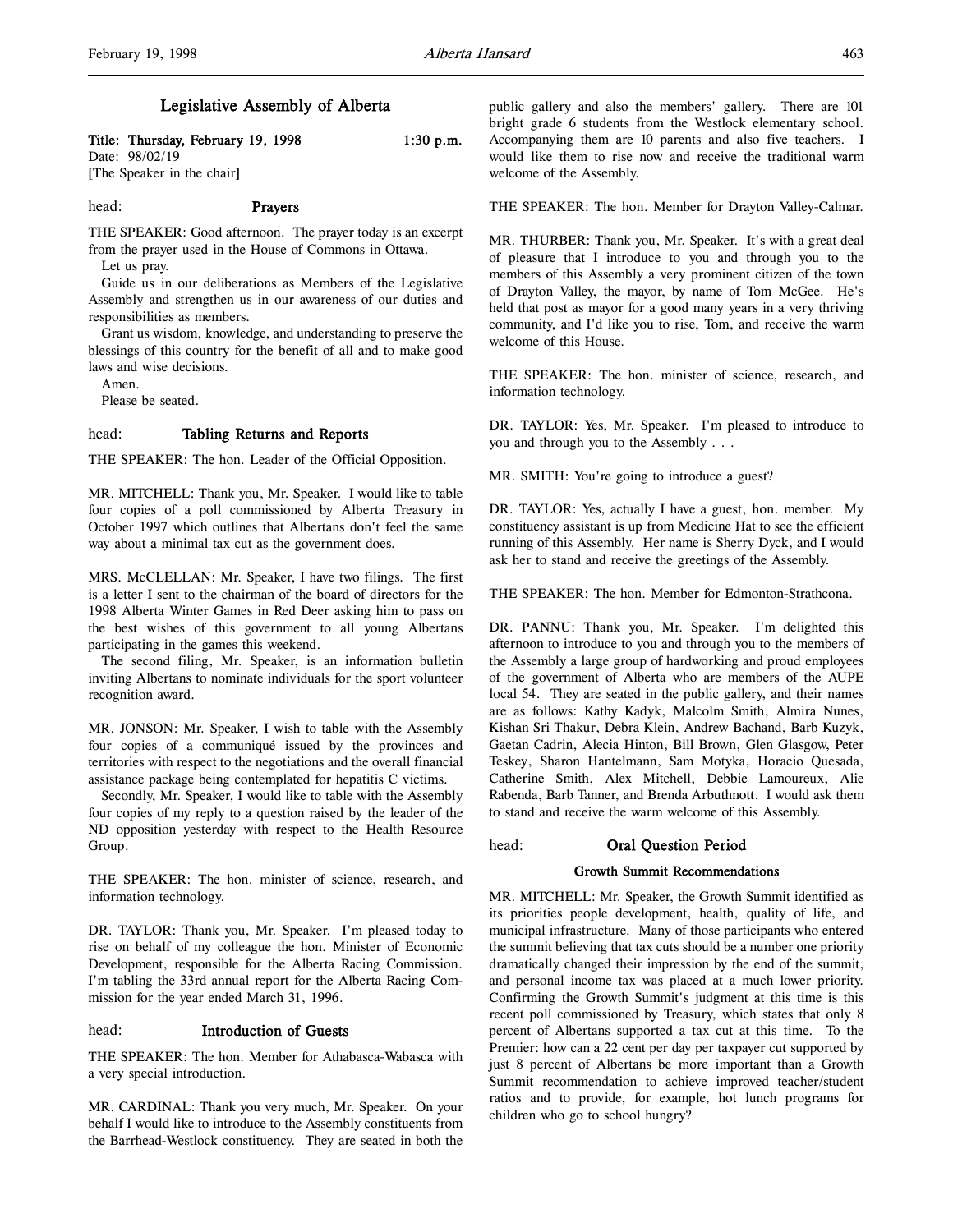# Legislative Assembly of Alberta

**Title: Thursday, February 19, 1998 1:30 p.m.**

Date: 98/02/19

[The Speaker in the chair]

head: **Prayers**

THE SPEAKER: Good afternoon. The prayer today is an excerpt from the prayer used in the House of Commons in Ottawa.

Let us pray.

Guide us in our deliberations as Members of the Legislative Assembly and strengthen us in our awareness of our duties and responsibilities as members.

Grant us wisdom, knowledge, and understanding to preserve the blessings of this country for the benefit of all and to make good laws and wise decisions.

Amen.

Please be seated.

head: **Tabling Returns and Reports**

THE SPEAKER: The hon. Leader of the Official Opposition.

MR. MITCHELL: Thank you, Mr. Speaker. I would like to table four copies of a poll commissioned by Alberta Treasury in October 1997 which outlines that Albertans don't feel the same way about a minimal tax cut as the government does.

MRS. McCLELLAN: Mr. Speaker, I have two filings. The first is a letter I sent to the chairman of the board of directors for the 1998 Alberta Winter Games in Red Deer asking him to pass on the best wishes of this government to all young Albertans participating in the games this weekend.

The second filing, Mr. Speaker, is an information bulletin inviting Albertans to nominate individuals for the sport volunteer recognition award.

MR. JONSON: Mr. Speaker, I wish to table with the Assembly four copies of a communiqué issued by the provinces and territories with respect to the negotiations and the overall financial assistance package being contemplated for hepatitis C victims.

Secondly, Mr. Speaker, I would like to table with the Assembly four copies of my reply to a question raised by the leader of the ND opposition yesterday with respect to the Health Resource Group.

THE SPEAKER: The hon. minister of science, research, and information technology.

DR. TAYLOR: Thank you, Mr. Speaker. I'm pleased today to rise on behalf of my colleague the hon. Minister of Economic Development, responsible for the Alberta Racing Commission. I'm tabling the 33rd annual report for the Alberta Racing Commission for the year ended March 31, 1996.

head: **Introduction of Guests**

THE SPEAKER: The hon. Member for Athabasca-Wabasca with a very special introduction.

MR. CARDINAL: Thank you very much, Mr. Speaker. On your behalf I would like to introduce to the Assembly constituents from the Barrhead-Westlock constituency. They are seated in both the public gallery and also the members' gallery. There are 101 bright grade 6 students from the Westlock elementary school. Accompanying them are 10 parents and also five teachers. I would like them to rise now and receive the traditional warm welcome of the Assembly.

THE SPEAKER: The hon. Member for Drayton Valley-Calmar.

MR. THURBER: Thank you, Mr. Speaker. It's with a great deal of pleasure that I introduce to you and through you to the members of this Assembly a very prominent citizen of the town of Drayton Valley, the mayor, by name of Tom McGee. He's held that post as mayor for a good many years in a very thriving community, and I'd like you to rise, Tom, and receive the warm welcome of this House.

THE SPEAKER: The hon. minister of science, research, and information technology.

DR. TAYLOR: Yes, Mr. Speaker. I'm pleased to introduce to you and through you to the Assembly . . .

MR. SMITH: You're going to introduce a guest?

DR. TAYLOR: Yes, actually I have a guest, hon. member. My constituency assistant is up from Medicine Hat to see the efficient running of this Assembly. Her name is Sherry Dyck, and I would ask her to stand and receive the greetings of the Assembly.

THE SPEAKER: The hon. Member for Edmonton-Strathcona.

DR. PANNU: Thank you, Mr. Speaker. I'm delighted this afternoon to introduce to you and through you to the members of the Assembly a large group of hardworking and proud employees of the government of Alberta who are members of the AUPE local 54. They are seated in the public gallery, and their names are as follows: Kathy Kadyk, Malcolm Smith, Almira Nunes, Kishan Sri Thakur, Debra Klein, Andrew Bachand, Barb Kuzyk, Gaetan Cadrin, Alecia Hinton, Bill Brown, Glen Glasgow, Peter Teskey, Sharon Hantelmann, Sam Motyka, Horacio Quesada, Catherine Smith, Alex Mitchell, Debbie Lamoureux, Alie Rabenda, Barb Tanner, and Brenda Arbuthnott. I would ask them to stand and receive the warm welcome of this Assembly.

head: **Oral Question Period**

### Growth Summit Recommendations

MR. MITCHELL: Mr. Speaker, the Growth Summit identified as its priorities people development, health, quality of life, and municipal infrastructure. Many of those participants who entered the summit believing that tax cuts should be a number one priority dramatically changed their impression by the end of the summit, and personal income tax was placed at a much lower priority. Confirming the Growth Summit's judgment at this time is this recent poll commissioned by Treasury, which states that only 8 percent of Albertans supported a tax cut at this time. To the Premier: how can a 22 cent per day per taxpayer cut supported by just 8 percent of Albertans be more important than a Growth Summit recommendation to achieve improved teacher/student ratios and to provide, for example, hot lunch programs for children who go to school hungry?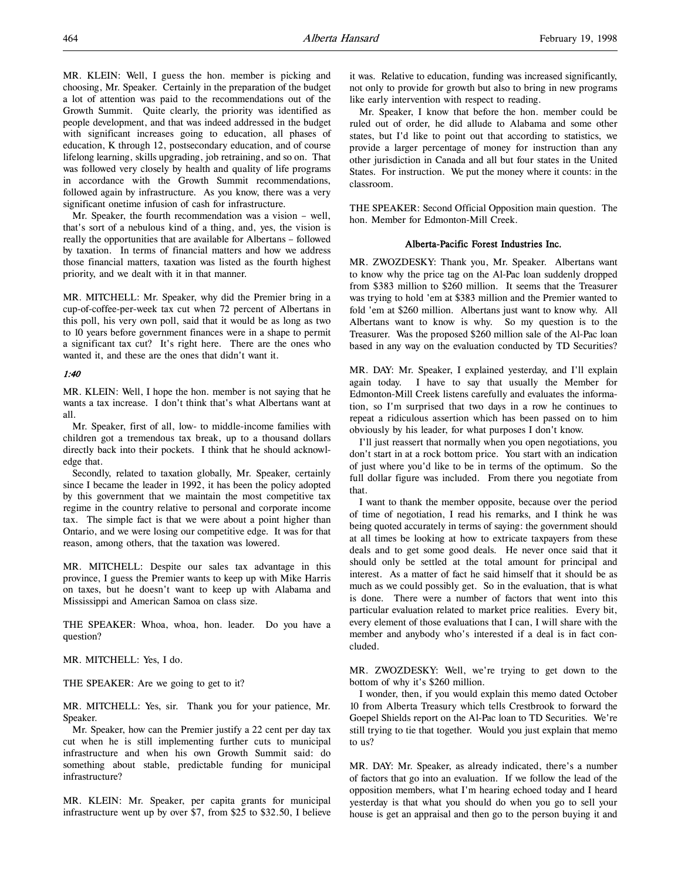MR. KLEIN: Well, I guess the hon. member is picking and choosing, Mr. Speaker. Certainly in the preparation of the budget a lot of attention was paid to the recommendations out of the Growth Summit. Quite clearly, the priority was identified as people development, and that was indeed addressed in the budget with significant increases going to education, all phases of education, K through 12, postsecondary education, and of course lifelong learning, skills upgrading, job retraining, and so on. That was followed very closely by health and quality of life programs in accordance with the Growth Summit recommendations, followed again by infrastructure. As you know, there was a very significant onetime infusion of cash for infrastructure.

Mr. Speaker, the fourth recommendation was a vision – well, that's sort of a nebulous kind of a thing, and, yes, the vision is really the opportunities that are available for Albertans – followed by taxation. In terms of financial matters and how we address those financial matters, taxation was listed as the fourth highest priority, and we dealt with it in that manner.

MR. MITCHELL: Mr. Speaker, why did the Premier bring in a cup-of-coffee-per-week tax cut when 72 percent of Albertans in this poll, his very own poll, said that it would be as long as two to 10 years before government finances were in a shape to permit a significant tax cut? It's right here. There are the ones who wanted it, and these are the ones that didn't want it.

*1:40*

MR. KLEIN: Well, I hope the hon. member is not saying that he wants a tax increase. I don't think that's what Albertans want at all.

Mr. Speaker, first of all, low- to middle-income families with children got a tremendous tax break, up to a thousand dollars directly back into their pockets. I think that he should acknowledge that.

Secondly, related to taxation globally, Mr. Speaker, certainly since I became the leader in 1992, it has been the policy adopted by this government that we maintain the most competitive tax regime in the country relative to personal and corporate income tax. The simple fact is that we were about a point higher than Ontario, and we were losing our competitive edge. It was for that reason, among others, that the taxation was lowered.

MR. MITCHELL: Despite our sales tax advantage in this province, I guess the Premier wants to keep up with Mike Harris on taxes, but he doesn't want to keep up with Alabama and Mississippi and American Samoa on class size.

THE SPEAKER: Whoa, whoa, hon. leader. Do you have a question?

MR. MITCHELL: Yes, I do.

THE SPEAKER: Are we going to get to it?

MR. MITCHELL: Yes, sir. Thank you for your patience, Mr. Speaker.

Mr. Speaker, how can the Premier justify a 22 cent per day tax cut when he is still implementing further cuts to municipal infrastructure and when his own Growth Summit said: do something about stable, predictable funding for municipal infrastructure?

MR. KLEIN: Mr. Speaker, per capita grants for municipal infrastructure went up by over $7, from $25 to $32.50, I believe it was. Relative to education, funding was increased significantly, not only to provide for growth but also to bring in new programs like early intervention with respect to reading.

Mr. Speaker, I know that before the hon. member could be ruled out of order, he did allude to Alabama and some other states, but I'd like to point out that according to statistics, we provide a larger percentage of money for instruction than any other jurisdiction in Canada and all but four states in the United States. For instruction. We put the money where it counts: in the classroom.

THE SPEAKER: Second Official Opposition main question. The hon. Member for Edmonton-Mill Creek.

### Alberta-Pacific Forest Industries Inc.

MR. ZWOZDESKY: Thank you, Mr. Speaker. Albertans want to know why the price tag on the Al-Pac loan suddenly dropped from $383 million to $260 million. It seems that the Treasurer was trying to hold 'em at $383 million and the Premier wanted to fold 'em at $260 million. Albertans just want to know why. All Albertans want to know is why. So my question is to the Treasurer. Was the proposed $260 million sale of the Al-Pac loan based in any way on the evaluation conducted by TD Securities?

MR. DAY: Mr. Speaker, I explained yesterday, and I'll explain again today. I have to say that usually the Member for Edmonton-Mill Creek listens carefully and evaluates the information, so I'm surprised that two days in a row he continues to repeat a ridiculous assertion which has been passed on to him obviously by his leader, for what purposes I don't know.

I'll just reassert that normally when you open negotiations, you don't start in at a rock bottom price. You start with an indication of just where you'd like to be in terms of the optimum. So the full dollar figure was included. From there you negotiate from that.

I want to thank the member opposite, because over the period of time of negotiation, I read his remarks, and I think he was being quoted accurately in terms of saying: the government should at all times be looking at how to extricate taxpayers from these deals and to get some good deals. He never once said that it should only be settled at the total amount for principal and interest. As a matter of fact he said himself that it should be as much as we could possibly get. So in the evaluation, that is what is done. There were a number of factors that went into this particular evaluation related to market price realities. Every bit, every element of those evaluations that I can, I will share with the member and anybody who's interested if a deal is in fact concluded.

MR. ZWOZDESKY: Well, we're trying to get down to the bottom of why it's $260 million.

I wonder, then, if you would explain this memo dated October 10 from Alberta Treasury which tells Crestbrook to forward the Goepel Shields report on the Al-Pac loan to TD Securities. We're still trying to tie that together. Would you just explain that memo to us?

MR. DAY: Mr. Speaker, as already indicated, there's a number of factors that go into an evaluation. If we follow the lead of the opposition members, what I'm hearing echoed today and I heard yesterday is that what you should do when you go to sell your house is get an appraisal and then go to the person buying it and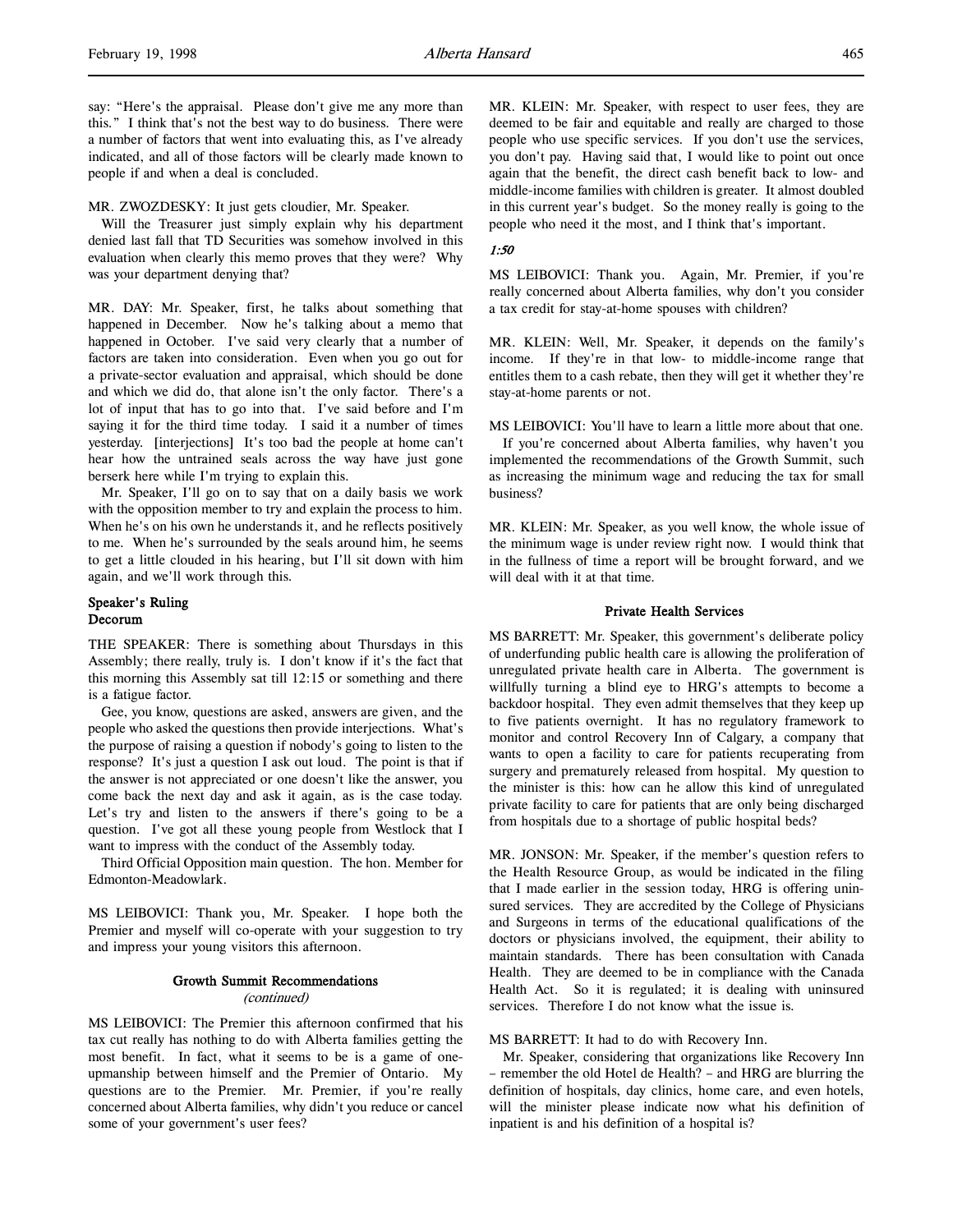say: "Here's the appraisal. Please don't give me any more than this." I think that's not the best way to do business. There were a number of factors that went into evaluating this, as I've already indicated, and all of those factors will be clearly made known to people if and when a deal is concluded.

MR. ZWOZDESKY: It just gets cloudier, Mr. Speaker.

Will the Treasurer just simply explain why his department denied last fall that TD Securities was somehow involved in this evaluation when clearly this memo proves that they were? Why was your department denying that?

MR. DAY: Mr. Speaker, first, he talks about something that happened in December. Now he's talking about a memo that happened in October. I've said very clearly that a number of factors are taken into consideration. Even when you go out for a private-sector evaluation and appraisal, which should be done and which we did do, that alone isn't the only factor. There's a lot of input that has to go into that. I've said before and I'm saying it for the third time today. I said it a number of times yesterday. [interjections] It's too bad the people at home can't hear how the untrained seals across the way have just gone berserk here while I'm trying to explain this.

Mr. Speaker, I'll go on to say that on a daily basis we work with the opposition member to try and explain the process to him. When he's on his own he understands it, and he reflects positively to me. When he's surrounded by the seals around him, he seems to get a little clouded in his hearing, but I'll sit down with him again, and we'll work through this.

### Speaker's Ruling
### Decorum

THE SPEAKER: There is something about Thursdays in this Assembly; there really, truly is. I don't know if it's the fact that this morning this Assembly sat till 12:15 or something and there is a fatigue factor.

Gee, you know, questions are asked, answers are given, and the people who asked the questions then provide interjections. What's the purpose of raising a question if nobody's going to listen to the response? It's just a question I ask out loud. The point is that if the answer is not appreciated or one doesn't like the answer, you come back the next day and ask it again, as is the case today. Let's try and listen to the answers if there's going to be a question. I've got all these young people from Westlock that I want to impress with the conduct of the Assembly today.

Third Official Opposition main question. The hon. Member for Edmonton-Meadowlark.

MS LEIBOVICI: Thank you, Mr. Speaker. I hope both the Premier and myself will co-operate with your suggestion to try and impress your young visitors this afternoon.

### Growth Summit Recommendations
*(continued)*

MS LEIBOVICI: The Premier this afternoon confirmed that his tax cut really has nothing to do with Alberta families getting the most benefit. In fact, what it seems to be is a game of one-upmanship between himself and the Premier of Ontario. My questions are to the Premier. Mr. Premier, if you're really concerned about Alberta families, why didn't you reduce or cancel some of your government's user fees?

MR. KLEIN: Mr. Speaker, with respect to user fees, they are deemed to be fair and equitable and really are charged to those people who use specific services. If you don't use the services, you don't pay. Having said that, I would like to point out once again that the benefit, the direct cash benefit back to low- and middle-income families with children is greater. It almost doubled in this current year's budget. So the money really is going to the people who need it the most, and I think that's important.

*1:50*

MS LEIBOVICI: Thank you. Again, Mr. Premier, if you're really concerned about Alberta families, why don't you consider a tax credit for stay-at-home spouses with children?

MR. KLEIN: Well, Mr. Speaker, it depends on the family's income. If they're in that low- to middle-income range that entitles them to a cash rebate, then they will get it whether they're stay-at-home parents or not.

MS LEIBOVICI: You'll have to learn a little more about that one.

If you're concerned about Alberta families, why haven't you implemented the recommendations of the Growth Summit, such as increasing the minimum wage and reducing the tax for small business?

MR. KLEIN: Mr. Speaker, as you well know, the whole issue of the minimum wage is under review right now. I would think that in the fullness of time a report will be brought forward, and we will deal with it at that time.

### Private Health Services

MS BARRETT: Mr. Speaker, this government's deliberate policy of underfunding public health care is allowing the proliferation of unregulated private health care in Alberta. The government is willfully turning a blind eye to HRG's attempts to become a backdoor hospital. They even admit themselves that they keep up to five patients overnight. It has no regulatory framework to monitor and control Recovery Inn of Calgary, a company that wants to open a facility to care for patients recuperating from surgery and prematurely released from hospital. My question to the minister is this: how can he allow this kind of unregulated private facility to care for patients that are only being discharged from hospitals due to a shortage of public hospital beds?

MR. JONSON: Mr. Speaker, if the member's question refers to the Health Resource Group, as would be indicated in the filing that I made earlier in the session today, HRG is offering uninsured services. They are accredited by the College of Physicians and Surgeons in terms of the educational qualifications of the doctors or physicians involved, the equipment, their ability to maintain standards. There has been consultation with Canada Health. They are deemed to be in compliance with the Canada Health Act. So it is regulated; it is dealing with uninsured services. Therefore I do not know what the issue is.

MS BARRETT: It had to do with Recovery Inn.

Mr. Speaker, considering that organizations like Recovery Inn – remember the old Hotel de Health? – and HRG are blurring the definition of hospitals, day clinics, home care, and even hotels, will the minister please indicate now what his definition of inpatient is and his definition of a hospital is?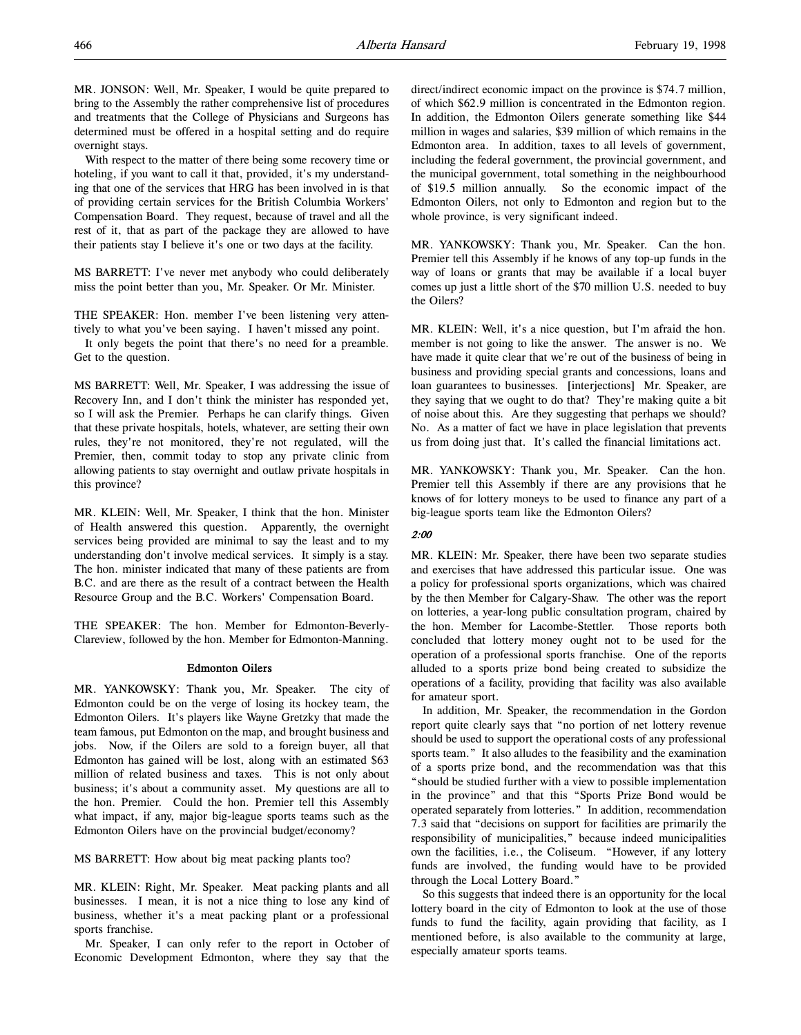MR. JONSON: Well, Mr. Speaker, I would be quite prepared to bring to the Assembly the rather comprehensive list of procedures and treatments that the College of Physicians and Surgeons has determined must be offered in a hospital setting and do require overnight stays.

With respect to the matter of there being some recovery time or hoteling, if you want to call it that, provided, it's my understanding that one of the services that HRG has been involved in is that of providing certain services for the British Columbia Workers' Compensation Board. They request, because of travel and all the rest of it, that as part of the package they are allowed to have their patients stay I believe it's one or two days at the facility.

MS BARRETT: I've never met anybody who could deliberately miss the point better than you, Mr. Speaker. Or Mr. Minister.

THE SPEAKER: Hon. member I've been listening very attentively to what you've been saying. I haven't missed any point.

It only begets the point that there's no need for a preamble. Get to the question.

MS BARRETT: Well, Mr. Speaker, I was addressing the issue of Recovery Inn, and I don't think the minister has responded yet, so I will ask the Premier. Perhaps he can clarify things. Given that these private hospitals, hotels, whatever, are setting their own rules, they're not monitored, they're not regulated, will the Premier, then, commit today to stop any private clinic from allowing patients to stay overnight and outlaw private hospitals in this province?

MR. KLEIN: Well, Mr. Speaker, I think that the hon. Minister of Health answered this question. Apparently, the overnight services being provided are minimal to say the least and to my understanding don't involve medical services. It simply is a stay. The hon. minister indicated that many of these patients are from B.C. and are there as the result of a contract between the Health Resource Group and the B.C. Workers' Compensation Board.

THE SPEAKER: The hon. Member for Edmonton-Beverly-Clareview, followed by the hon. Member for Edmonton-Manning.

## Edmonton Oilers

MR. YANKOWSKY: Thank you, Mr. Speaker. The city of Edmonton could be on the verge of losing its hockey team, the Edmonton Oilers. It's players like Wayne Gretzky that made the team famous, put Edmonton on the map, and brought business and jobs. Now, if the Oilers are sold to a foreign buyer, all that Edmonton has gained will be lost, along with an estimated $63 million of related business and taxes. This is not only about business; it's about a community asset. My questions are all to the hon. Premier. Could the hon. Premier tell this Assembly what impact, if any, major big-league sports teams such as the Edmonton Oilers have on the provincial budget/economy?

MS BARRETT: How about big meat packing plants too?

MR. KLEIN: Right, Mr. Speaker. Meat packing plants and all businesses. I mean, it is not a nice thing to lose any kind of business, whether it's a meat packing plant or a professional sports franchise.

Mr. Speaker, I can only refer to the report in October of Economic Development Edmonton, where they say that the direct/indirect economic impact on the province is $74.7 million, of which $62.9 million is concentrated in the Edmonton region. In addition, the Edmonton Oilers generate something like $44 million in wages and salaries, $39 million of which remains in the Edmonton area. In addition, taxes to all levels of government, including the federal government, the provincial government, and the municipal government, total something in the neighbourhood of $19.5 million annually. So the economic impact of the Edmonton Oilers, not only to Edmonton and region but to the whole province, is very significant indeed.

MR. YANKOWSKY: Thank you, Mr. Speaker. Can the hon. Premier tell this Assembly if he knows of any top-up funds in the way of loans or grants that may be available if a local buyer comes up just a little short of the $70 million U.S. needed to buy the Oilers?

MR. KLEIN: Well, it's a nice question, but I'm afraid the hon. member is not going to like the answer. The answer is no. We have made it quite clear that we're out of the business of being in business and providing special grants and concessions, loans and loan guarantees to businesses. [interjections] Mr. Speaker, are they saying that we ought to do that? They're making quite a bit of noise about this. Are they suggesting that perhaps we should? No. As a matter of fact we have in place legislation that prevents us from doing just that. It's called the financial limitations act.

MR. YANKOWSKY: Thank you, Mr. Speaker. Can the hon. Premier tell this Assembly if there are any provisions that he knows of for lottery moneys to be used to finance any part of a big-league sports team like the Edmonton Oilers?

*2:00*

MR. KLEIN: Mr. Speaker, there have been two separate studies and exercises that have addressed this particular issue. One was a policy for professional sports organizations, which was chaired by the then Member for Calgary-Shaw. The other was the report on lotteries, a year-long public consultation program, chaired by the hon. Member for Lacombe-Stettler. Those reports both concluded that lottery money ought not to be used for the operation of a professional sports franchise. One of the reports alluded to a sports prize bond being created to subsidize the operations of a facility, providing that facility was also available for amateur sport.

In addition, Mr. Speaker, the recommendation in the Gordon report quite clearly says that "no portion of net lottery revenue should be used to support the operational costs of any professional sports team." It also alludes to the feasibility and the examination of a sports prize bond, and the recommendation was that this "should be studied further with a view to possible implementation in the province" and that this "Sports Prize Bond would be operated separately from lotteries." In addition, recommendation 7.3 said that "decisions on support for facilities are primarily the responsibility of municipalities," because indeed municipalities own the facilities, i.e., the Coliseum. "However, if any lottery funds are involved, the funding would have to be provided through the Local Lottery Board."

So this suggests that indeed there is an opportunity for the local lottery board in the city of Edmonton to look at the use of those funds to fund the facility, again providing that facility, as I mentioned before, is also available to the community at large, especially amateur sports teams.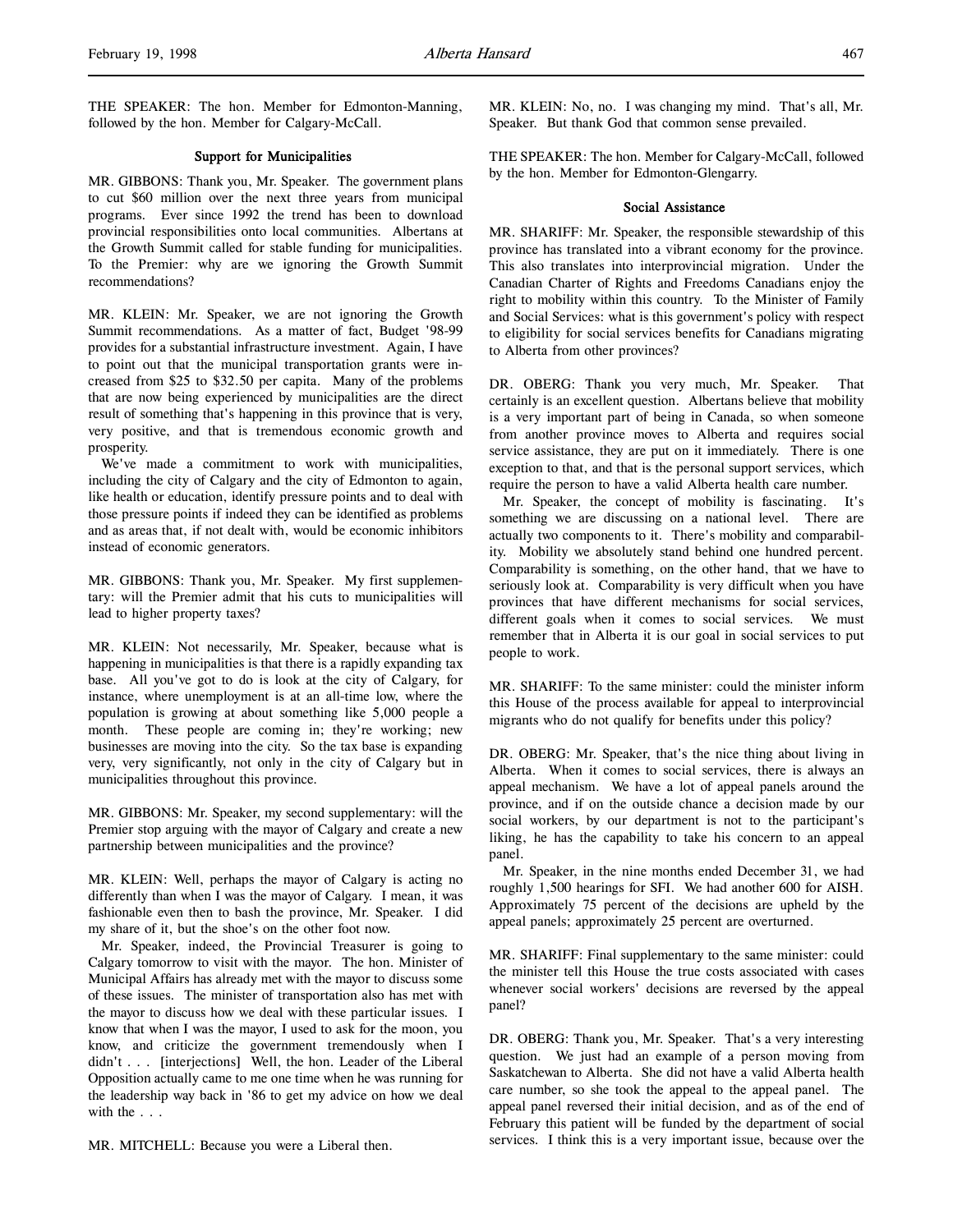THE SPEAKER: The hon. Member for Edmonton-Manning, followed by the hon. Member for Calgary-McCall.

### Support for Municipalities

MR. GIBBONS: Thank you, Mr. Speaker. The government plans to cut $60 million over the next three years from municipal programs. Ever since 1992 the trend has been to download provincial responsibilities onto local communities. Albertans at the Growth Summit called for stable funding for municipalities. To the Premier: why are we ignoring the Growth Summit recommendations?

MR. KLEIN: Mr. Speaker, we are not ignoring the Growth Summit recommendations. As a matter of fact, Budget '98-99 provides for a substantial infrastructure investment. Again, I have to point out that the municipal transportation grants were increased from $25 to $32.50 per capita. Many of the problems that are now being experienced by municipalities are the direct result of something that's happening in this province that is very, very positive, and that is tremendous economic growth and prosperity.

We've made a commitment to work with municipalities, including the city of Calgary and the city of Edmonton to again, like health or education, identify pressure points and to deal with those pressure points if indeed they can be identified as problems and as areas that, if not dealt with, would be economic inhibitors instead of economic generators.

MR. GIBBONS: Thank you, Mr. Speaker. My first supplementary: will the Premier admit that his cuts to municipalities will lead to higher property taxes?

MR. KLEIN: Not necessarily, Mr. Speaker, because what is happening in municipalities is that there is a rapidly expanding tax base. All you've got to do is look at the city of Calgary, for instance, where unemployment is at an all-time low, where the population is growing at about something like 5,000 people a month. These people are coming in; they're working; new businesses are moving into the city. So the tax base is expanding very, very significantly, not only in the city of Calgary but in municipalities throughout this province.

MR. GIBBONS: Mr. Speaker, my second supplementary: will the Premier stop arguing with the mayor of Calgary and create a new partnership between municipalities and the province?

MR. KLEIN: Well, perhaps the mayor of Calgary is acting no differently than when I was the mayor of Calgary. I mean, it was fashionable even then to bash the province, Mr. Speaker. I did my share of it, but the shoe's on the other foot now.

Mr. Speaker, indeed, the Provincial Treasurer is going to Calgary tomorrow to visit with the mayor. The hon. Minister of Municipal Affairs has already met with the mayor to discuss some of these issues. The minister of transportation also has met with the mayor to discuss how we deal with these particular issues. I know that when I was the mayor, I used to ask for the moon, you know, and criticize the government tremendously when I didn't . . . [interjections] Well, the hon. Leader of the Liberal Opposition actually came to me one time when he was running for the leadership way back in '86 to get my advice on how we deal with the . . .

MR. MITCHELL: Because you were a Liberal then.

MR. KLEIN: No, no. I was changing my mind. That's all, Mr. Speaker. But thank God that common sense prevailed.

THE SPEAKER: The hon. Member for Calgary-McCall, followed by the hon. Member for Edmonton-Glengarry.

### Social Assistance

MR. SHARIFF: Mr. Speaker, the responsible stewardship of this province has translated into a vibrant economy for the province. This also translates into interprovincial migration. Under the Canadian Charter of Rights and Freedoms Canadians enjoy the right to mobility within this country. To the Minister of Family and Social Services: what is this government's policy with respect to eligibility for social services benefits for Canadians migrating to Alberta from other provinces?

DR. OBERG: Thank you very much, Mr. Speaker. That certainly is an excellent question. Albertans believe that mobility is a very important part of being in Canada, so when someone from another province moves to Alberta and requires social service assistance, they are put on it immediately. There is one exception to that, and that is the personal support services, which require the person to have a valid Alberta health care number.

Mr. Speaker, the concept of mobility is fascinating. It's something we are discussing on a national level. There are actually two components to it. There's mobility and comparability. Mobility we absolutely stand behind one hundred percent. Comparability is something, on the other hand, that we have to seriously look at. Comparability is very difficult when you have provinces that have different mechanisms for social services, different goals when it comes to social services. We must remember that in Alberta it is our goal in social services to put people to work.

MR. SHARIFF: To the same minister: could the minister inform this House of the process available for appeal to interprovincial migrants who do not qualify for benefits under this policy?

DR. OBERG: Mr. Speaker, that's the nice thing about living in Alberta. When it comes to social services, there is always an appeal mechanism. We have a lot of appeal panels around the province, and if on the outside chance a decision made by our social workers, by our department is not to the participant's liking, he has the capability to take his concern to an appeal panel.

Mr. Speaker, in the nine months ended December 31, we had roughly 1,500 hearings for SFI. We had another 600 for AISH. Approximately 75 percent of the decisions are upheld by the appeal panels; approximately 25 percent are overturned.

MR. SHARIFF: Final supplementary to the same minister: could the minister tell this House the true costs associated with cases whenever social workers' decisions are reversed by the appeal panel?

DR. OBERG: Thank you, Mr. Speaker. That's a very interesting question. We just had an example of a person moving from Saskatchewan to Alberta. She did not have a valid Alberta health care number, so she took the appeal to the appeal panel. The appeal panel reversed their initial decision, and as of the end of February this patient will be funded by the department of social services. I think this is a very important issue, because over the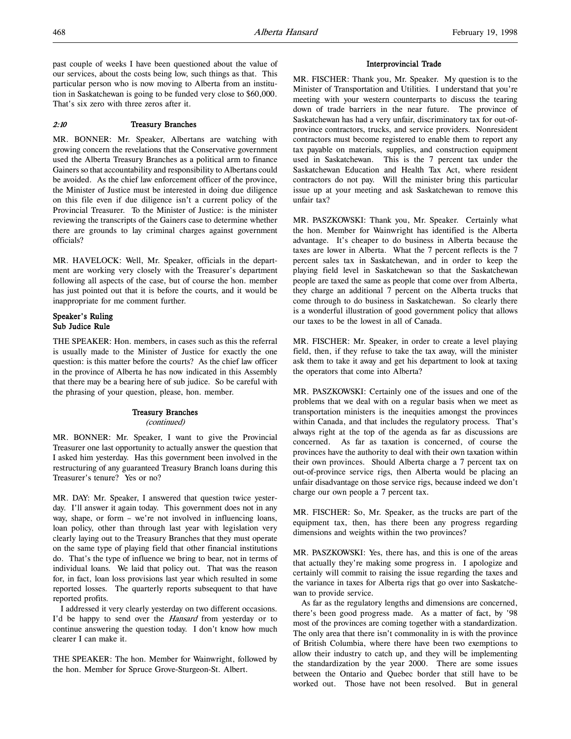past couple of weeks I have been questioned about the value of our services, about the costs being low, such things as that. This particular person who is now moving to Alberta from an institution in Saskatchewan is going to be funded very close to $60,000. That's six zero with three zeros after it.

### *2:10* Treasury Branches

MR. BONNER: Mr. Speaker, Albertans are watching with growing concern the revelations that the Conservative government used the Alberta Treasury Branches as a political arm to finance Gainers so that accountability and responsibility to Albertans could be avoided. As the chief law enforcement officer of the province, the Minister of Justice must be interested in doing due diligence on this file even if due diligence isn't a current policy of the Provincial Treasurer. To the Minister of Justice: is the minister reviewing the transcripts of the Gainers case to determine whether there are grounds to lay criminal charges against government officials?

MR. HAVELOCK: Well, Mr. Speaker, officials in the department are working very closely with the Treasurer's department following all aspects of the case, but of course the hon. member has just pointed out that it is before the courts, and it would be inappropriate for me comment further.

### Speaker's Ruling
### Sub Judice Rule

THE SPEAKER: Hon. members, in cases such as this the referral is usually made to the Minister of Justice for exactly the one question: is this matter before the courts? As the chief law officer in the province of Alberta he has now indicated in this Assembly that there may be a bearing here of sub judice. So be careful with the phrasing of your question, please, hon. member.

### Treasury Branches
*(continued)*

MR. BONNER: Mr. Speaker, I want to give the Provincial Treasurer one last opportunity to actually answer the question that I asked him yesterday. Has this government been involved in the restructuring of any guaranteed Treasury Branch loans during this Treasurer's tenure? Yes or no?

MR. DAY: Mr. Speaker, I answered that question twice yesterday. I'll answer it again today. This government does not in any way, shape, or form – we're not involved in influencing loans, loan policy, other than through last year with legislation very clearly laying out to the Treasury Branches that they must operate on the same type of playing field that other financial institutions do. That's the type of influence we bring to bear, not in terms of individual loans. We laid that policy out. That was the reason for, in fact, loan loss provisions last year which resulted in some reported losses. The quarterly reports subsequent to that have reported profits.

I addressed it very clearly yesterday on two different occasions. I'd be happy to send over the *Hansard* from yesterday or to continue answering the question today. I don't know how much clearer I can make it.

THE SPEAKER: The hon. Member for Wainwright, followed by the hon. Member for Spruce Grove-Sturgeon-St. Albert.

### Interprovincial Trade

MR. FISCHER: Thank you, Mr. Speaker. My question is to the Minister of Transportation and Utilities. I understand that you're meeting with your western counterparts to discuss the tearing down of trade barriers in the near future. The province of Saskatchewan has had a very unfair, discriminatory tax for out-of-province contractors, trucks, and service providers. Nonresident contractors must become registered to enable them to report any tax payable on materials, supplies, and construction equipment used in Saskatchewan. This is the 7 percent tax under the Saskatchewan Education and Health Tax Act, where resident contractors do not pay. Will the minister bring this particular issue up at your meeting and ask Saskatchewan to remove this unfair tax?

MR. PASZKOWSKI: Thank you, Mr. Speaker. Certainly what the hon. Member for Wainwright has identified is the Alberta advantage. It's cheaper to do business in Alberta because the taxes are lower in Alberta. What the 7 percent reflects is the 7 percent sales tax in Saskatchewan, and in order to keep the playing field level in Saskatchewan so that the Saskatchewan people are taxed the same as people that come over from Alberta, they charge an additional 7 percent on the Alberta trucks that come through to do business in Saskatchewan. So clearly there is a wonderful illustration of good government policy that allows our taxes to be the lowest in all of Canada.

MR. FISCHER: Mr. Speaker, in order to create a level playing field, then, if they refuse to take the tax away, will the minister ask them to take it away and get his department to look at taxing the operators that come into Alberta?

MR. PASZKOWSKI: Certainly one of the issues and one of the problems that we deal with on a regular basis when we meet as transportation ministers is the inequities amongst the provinces within Canada, and that includes the regulatory process. That's always right at the top of the agenda as far as discussions are concerned. As far as taxation is concerned, of course the provinces have the authority to deal with their own taxation within their own provinces. Should Alberta charge a 7 percent tax on out-of-province service rigs, then Alberta would be placing an unfair disadvantage on those service rigs, because indeed we don't charge our own people a 7 percent tax.

MR. FISCHER: So, Mr. Speaker, as the trucks are part of the equipment tax, then, has there been any progress regarding dimensions and weights within the two provinces?

MR. PASZKOWSKI: Yes, there has, and this is one of the areas that actually they're making some progress in. I apologize and certainly will commit to raising the issue regarding the taxes and the variance in taxes for Alberta rigs that go over into Saskatchewan to provide service.

As far as the regulatory lengths and dimensions are concerned, there's been good progress made. As a matter of fact, by '98 most of the provinces are coming together with a standardization. The only area that there isn't commonality in is with the province of British Columbia, where there have been two exemptions to allow their industry to catch up, and they will be implementing the standardization by the year 2000. There are some issues between the Ontario and Quebec border that still have to be worked out. Those have not been resolved. But in general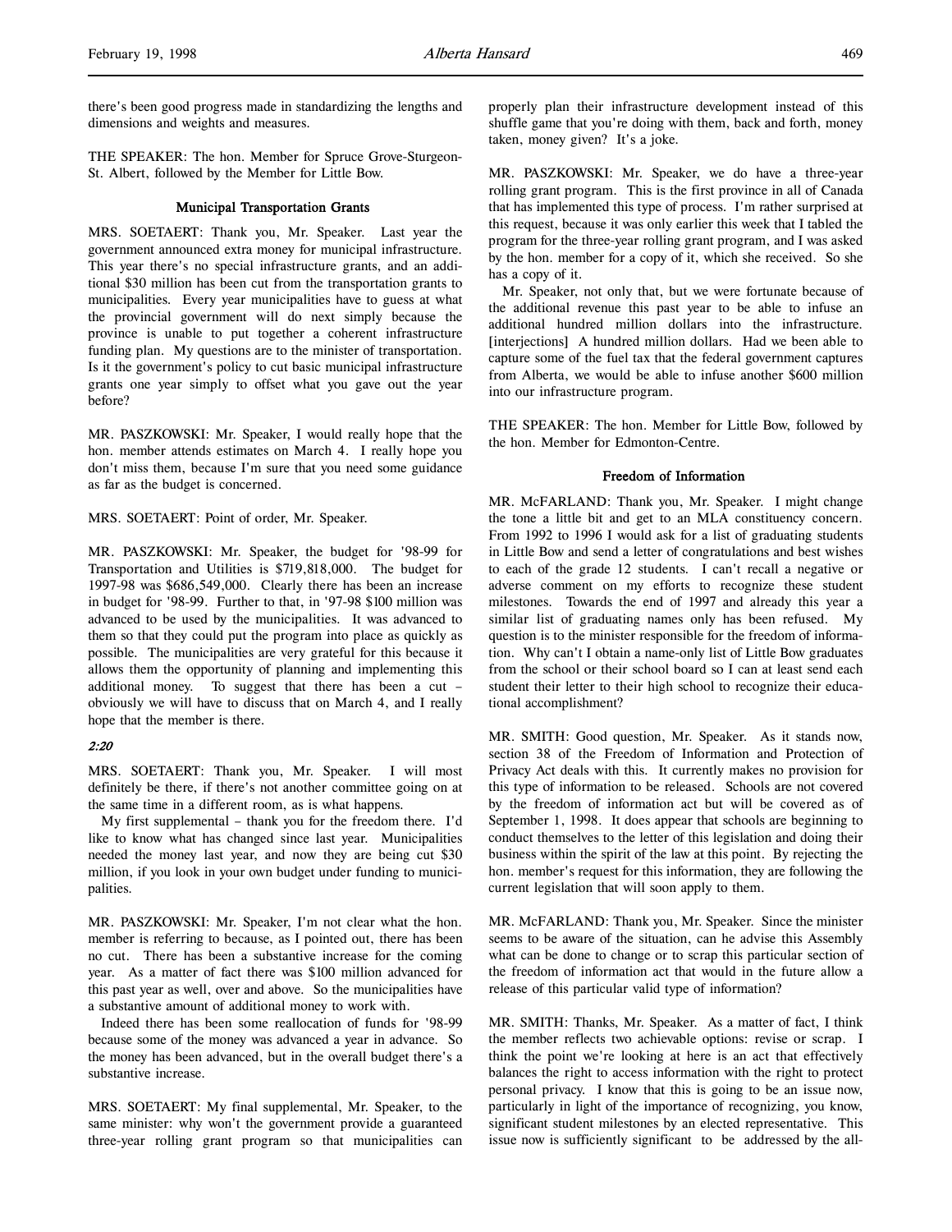there's been good progress made in standardizing the lengths and dimensions and weights and measures.

THE SPEAKER: The hon. Member for Spruce Grove-Sturgeon-St. Albert, followed by the Member for Little Bow.

### Municipal Transportation Grants

MRS. SOETAERT: Thank you, Mr. Speaker. Last year the government announced extra money for municipal infrastructure. This year there's no special infrastructure grants, and an additional $30 million has been cut from the transportation grants to municipalities. Every year municipalities have to guess at what the provincial government will do next simply because the province is unable to put together a coherent infrastructure funding plan. My questions are to the minister of transportation. Is it the government's policy to cut basic municipal infrastructure grants one year simply to offset what you gave out the year before?

MR. PASZKOWSKI: Mr. Speaker, I would really hope that the hon. member attends estimates on March 4. I really hope you don't miss them, because I'm sure that you need some guidance as far as the budget is concerned.

MRS. SOETAERT: Point of order, Mr. Speaker.

MR. PASZKOWSKI: Mr. Speaker, the budget for '98-99 for Transportation and Utilities is $719,818,000. The budget for 1997-98 was $686,549,000. Clearly there has been an increase in budget for '98-99. Further to that, in '97-98 $100 million was advanced to be used by the municipalities. It was advanced to them so that they could put the program into place as quickly as possible. The municipalities are very grateful for this because it allows them the opportunity of planning and implementing this additional money. To suggest that there has been a cut – obviously we will have to discuss that on March 4, and I really hope that the member is there.

*2:20*

MRS. SOETAERT: Thank you, Mr. Speaker. I will most definitely be there, if there's not another committee going on at the same time in a different room, as is what happens.

My first supplemental – thank you for the freedom there. I'd like to know what has changed since last year. Municipalities needed the money last year, and now they are being cut $30 million, if you look in your own budget under funding to municipalities.

MR. PASZKOWSKI: Mr. Speaker, I'm not clear what the hon. member is referring to because, as I pointed out, there has been no cut. There has been a substantive increase for the coming year. As a matter of fact there was $100 million advanced for this past year as well, over and above. So the municipalities have a substantive amount of additional money to work with.

Indeed there has been some reallocation of funds for '98-99 because some of the money was advanced a year in advance. So the money has been advanced, but in the overall budget there's a substantive increase.

MRS. SOETAERT: My final supplemental, Mr. Speaker, to the same minister: why won't the government provide a guaranteed three-year rolling grant program so that municipalities can properly plan their infrastructure development instead of this shuffle game that you're doing with them, back and forth, money taken, money given? It's a joke.

MR. PASZKOWSKI: Mr. Speaker, we do have a three-year rolling grant program. This is the first province in all of Canada that has implemented this type of process. I'm rather surprised at this request, because it was only earlier this week that I tabled the program for the three-year rolling grant program, and I was asked by the hon. member for a copy of it, which she received. So she has a copy of it.

Mr. Speaker, not only that, but we were fortunate because of the additional revenue this past year to be able to infuse an additional hundred million dollars into the infrastructure. [interjections] A hundred million dollars. Had we been able to capture some of the fuel tax that the federal government captures from Alberta, we would be able to infuse another $600 million into our infrastructure program.

THE SPEAKER: The hon. Member for Little Bow, followed by the hon. Member for Edmonton-Centre.

### Freedom of Information

MR. McFARLAND: Thank you, Mr. Speaker. I might change the tone a little bit and get to an MLA constituency concern. From 1992 to 1996 I would ask for a list of graduating students in Little Bow and send a letter of congratulations and best wishes to each of the grade 12 students. I can't recall a negative or adverse comment on my efforts to recognize these student milestones. Towards the end of 1997 and already this year a similar list of graduating names only has been refused. My question is to the minister responsible for the freedom of information. Why can't I obtain a name-only list of Little Bow graduates from the school or their school board so I can at least send each student their letter to their high school to recognize their educational accomplishment?

MR. SMITH: Good question, Mr. Speaker. As it stands now, section 38 of the Freedom of Information and Protection of Privacy Act deals with this. It currently makes no provision for this type of information to be released. Schools are not covered by the freedom of information act but will be covered as of September 1, 1998. It does appear that schools are beginning to conduct themselves to the letter of this legislation and doing their business within the spirit of the law at this point. By rejecting the hon. member's request for this information, they are following the current legislation that will soon apply to them.

MR. McFARLAND: Thank you, Mr. Speaker. Since the minister seems to be aware of the situation, can he advise this Assembly what can be done to change or to scrap this particular section of the freedom of information act that would in the future allow a release of this particular valid type of information?

MR. SMITH: Thanks, Mr. Speaker. As a matter of fact, I think the member reflects two achievable options: revise or scrap. I think the point we're looking at here is an act that effectively balances the right to access information with the right to protect personal privacy. I know that this is going to be an issue now, particularly in light of the importance of recognizing, you know, significant student milestones by an elected representative. This issue now is sufficiently significant to be addressed by the all-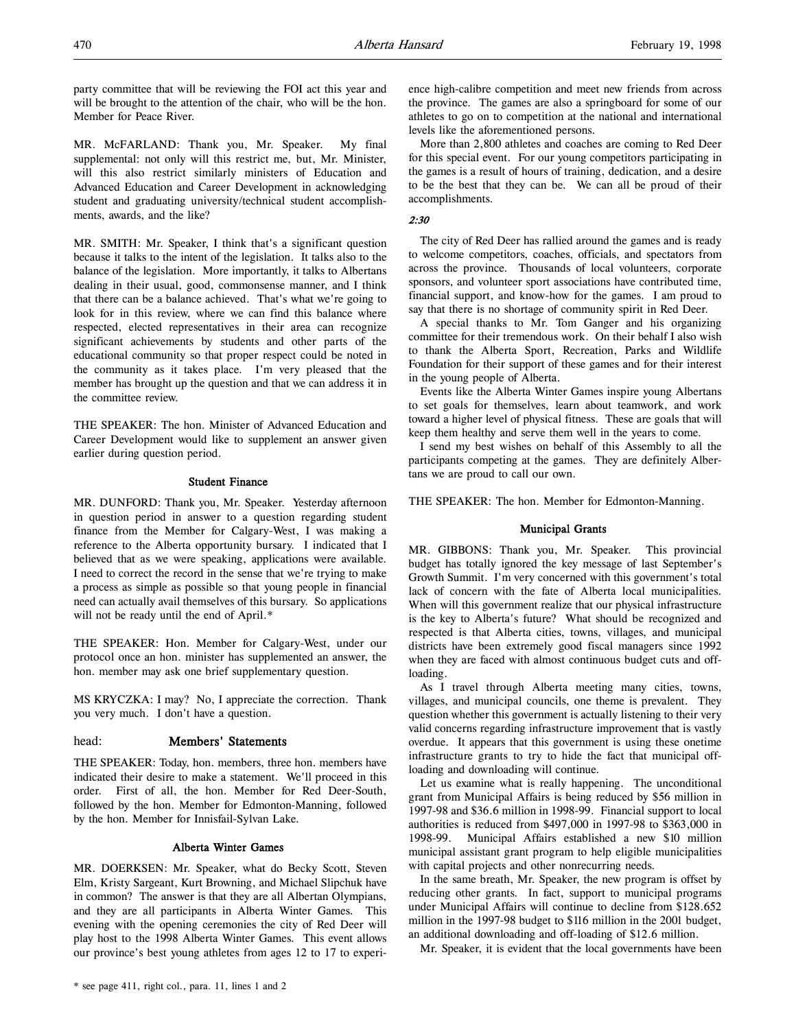party committee that will be reviewing the FOI act this year and will be brought to the attention of the chair, who will be the hon. Member for Peace River.

MR. McFARLAND: Thank you, Mr. Speaker. My final supplemental: not only will this restrict me, but, Mr. Minister, will this also restrict similarly ministers of Education and Advanced Education and Career Development in acknowledging student and graduating university/technical student accomplishments, awards, and the like?

MR. SMITH: Mr. Speaker, I think that's a significant question because it talks to the intent of the legislation. It talks also to the balance of the legislation. More importantly, it talks to Albertans dealing in their usual, good, commonsense manner, and I think that there can be a balance achieved. That's what we're going to look for in this review, where we can find this balance where respected, elected representatives in their area can recognize significant achievements by students and other parts of the educational community so that proper respect could be noted in the community as it takes place. I'm very pleased that the member has brought up the question and that we can address it in the committee review.

THE SPEAKER: The hon. Minister of Advanced Education and Career Development would like to supplement an answer given earlier during question period.

### Student Finance

MR. DUNFORD: Thank you, Mr. Speaker. Yesterday afternoon in question period in answer to a question regarding student finance from the Member for Calgary-West, I was making a reference to the Alberta opportunity bursary. I indicated that I believed that as we were speaking, applications were available. I need to correct the record in the sense that we're trying to make a process as simple as possible so that young people in financial need can actually avail themselves of this bursary. So applications will not be ready until the end of April.*

THE SPEAKER: Hon. Member for Calgary-West, under our protocol once an hon. minister has supplemented an answer, the hon. member may ask one brief supplementary question.

MS KRYCZKA: I may? No, I appreciate the correction. Thank you very much. I don't have a question.

## head: Members' Statements

THE SPEAKER: Today, hon. members, three hon. members have indicated their desire to make a statement. We'll proceed in this order. First of all, the hon. Member for Red Deer-South, followed by the hon. Member for Edmonton-Manning, followed by the hon. Member for Innisfail-Sylvan Lake.

### Alberta Winter Games

MR. DOERKSEN: Mr. Speaker, what do Becky Scott, Steven Elm, Kristy Sargeant, Kurt Browning, and Michael Slipchuk have in common? The answer is that they are all Albertan Olympians, and they are all participants in Alberta Winter Games. This evening with the opening ceremonies the city of Red Deer will play host to the 1998 Alberta Winter Games. This event allows our province's best young athletes from ages 12 to 17 to experience high-calibre competition and meet new friends from across the province. The games are also a springboard for some of our athletes to go on to competition at the national and international levels like the aforementioned persons.

More than 2,800 athletes and coaches are coming to Red Deer for this special event. For our young competitors participating in the games is a result of hours of training, dedication, and a desire to be the best that they can be. We can all be proud of their accomplishments.

*2:30*

The city of Red Deer has rallied around the games and is ready to welcome competitors, coaches, officials, and spectators from across the province. Thousands of local volunteers, corporate sponsors, and volunteer sport associations have contributed time, financial support, and know-how for the games. I am proud to say that there is no shortage of community spirit in Red Deer.

A special thanks to Mr. Tom Ganger and his organizing committee for their tremendous work. On their behalf I also wish to thank the Alberta Sport, Recreation, Parks and Wildlife Foundation for their support of these games and for their interest in the young people of Alberta.

Events like the Alberta Winter Games inspire young Albertans to set goals for themselves, learn about teamwork, and work toward a higher level of physical fitness. These are goals that will keep them healthy and serve them well in the years to come.

I send my best wishes on behalf of this Assembly to all the participants competing at the games. They are definitely Albertans we are proud to call our own.

THE SPEAKER: The hon. Member for Edmonton-Manning.

### Municipal Grants

MR. GIBBONS: Thank you, Mr. Speaker. This provincial budget has totally ignored the key message of last September's Growth Summit. I'm very concerned with this government's total lack of concern with the fate of Alberta local municipalities. When will this government realize that our physical infrastructure is the key to Alberta's future? What should be recognized and respected is that Alberta cities, towns, villages, and municipal districts have been extremely good fiscal managers since 1992 when they are faced with almost continuous budget cuts and off-loading.

As I travel through Alberta meeting many cities, towns, villages, and municipal councils, one theme is prevalent. They question whether this government is actually listening to their very valid concerns regarding infrastructure improvement that is vastly overdue. It appears that this government is using these onetime infrastructure grants to try to hide the fact that municipal off-loading and downloading will continue.

Let us examine what is really happening. The unconditional grant from Municipal Affairs is being reduced by $56 million in 1997-98 and $36.6 million in 1998-99. Financial support to local authorities is reduced from $497,000 in 1997-98 to $363,000 in 1998-99. Municipal Affairs established a new $10 million municipal assistant grant program to help eligible municipalities with capital projects and other nonrecurring needs.

In the same breath, Mr. Speaker, the new program is offset by reducing other grants. In fact, support to municipal programs under Municipal Affairs will continue to decline from $128.652 million in the 1997-98 budget to $116 million in the 2001 budget, an additional downloading and off-loading of $12.6 million.

Mr. Speaker, it is evident that the local governments have been

\* see page 411, right col., para. 11, lines 1 and 2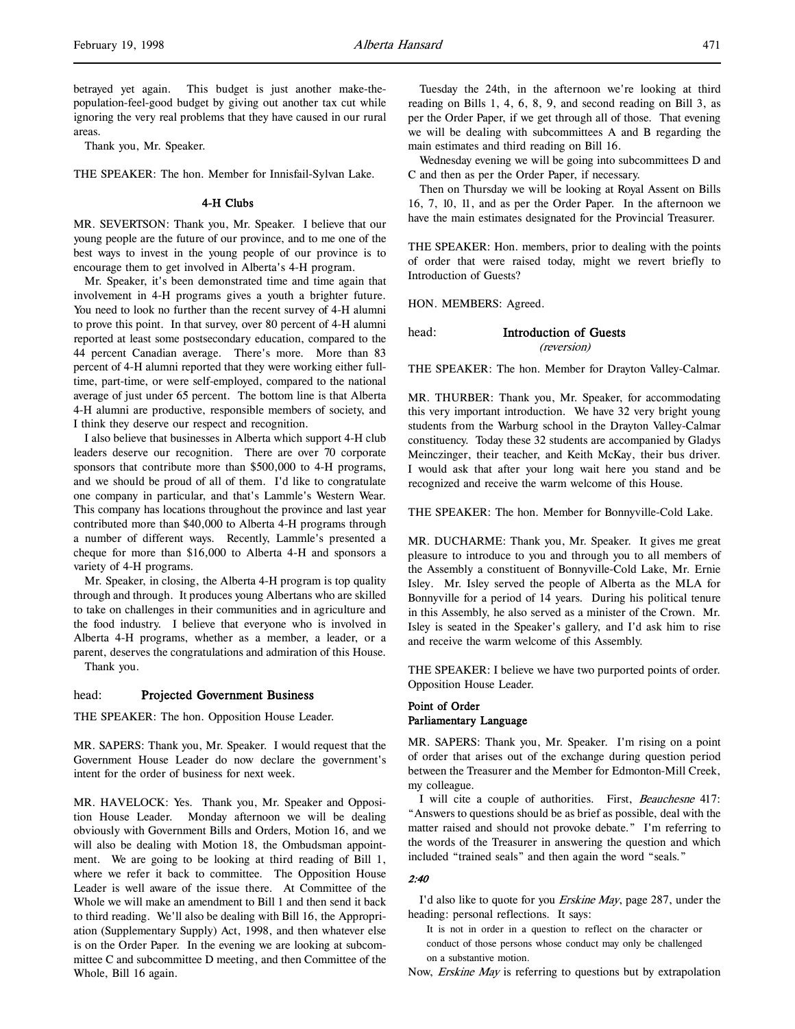betrayed yet again. This budget is just another make-the-population-feel-good budget by giving out another tax cut while ignoring the very real problems that they have caused in our rural areas.

Thank you, Mr. Speaker.

THE SPEAKER: The hon. Member for Innisfail-Sylvan Lake.

### 4-H Clubs

MR. SEVERTSON: Thank you, Mr. Speaker. I believe that our young people are the future of our province, and to me one of the best ways to invest in the young people of our province is to encourage them to get involved in Alberta's 4-H program.

Mr. Speaker, it's been demonstrated time and time again that involvement in 4-H programs gives a youth a brighter future. You need to look no further than the recent survey of 4-H alumni to prove this point. In that survey, over 80 percent of 4-H alumni reported at least some postsecondary education, compared to the 44 percent Canadian average. There's more. More than 83 percent of 4-H alumni reported that they were working either full-time, part-time, or were self-employed, compared to the national average of just under 65 percent. The bottom line is that Alberta 4-H alumni are productive, responsible members of society, and I think they deserve our respect and recognition.

I also believe that businesses in Alberta which support 4-H club leaders deserve our recognition. There are over 70 corporate sponsors that contribute more than $500,000 to 4-H programs, and we should be proud of all of them. I'd like to congratulate one company in particular, and that's Lammle's Western Wear. This company has locations throughout the province and last year contributed more than $40,000 to Alberta 4-H programs through a number of different ways. Recently, Lammle's presented a cheque for more than $16,000 to Alberta 4-H and sponsors a variety of 4-H programs.

Mr. Speaker, in closing, the Alberta 4-H program is top quality through and through. It produces young Albertans who are skilled to take on challenges in their communities and in agriculture and the food industry. I believe that everyone who is involved in Alberta 4-H programs, whether as a member, a leader, or a parent, deserves the congratulations and admiration of this House.

Thank you.

## head: Projected Government Business

THE SPEAKER: The hon. Opposition House Leader.

MR. SAPERS: Thank you, Mr. Speaker. I would request that the Government House Leader do now declare the government's intent for the order of business for next week.

MR. HAVELOCK: Yes. Thank you, Mr. Speaker and Opposition House Leader. Monday afternoon we will be dealing obviously with Government Bills and Orders, Motion 16, and we will also be dealing with Motion 18, the Ombudsman appointment. We are going to be looking at third reading of Bill 1, where we refer it back to committee. The Opposition House Leader is well aware of the issue there. At Committee of the Whole we will make an amendment to Bill 1 and then send it back to third reading. We'll also be dealing with Bill 16, the Appropriation (Supplementary Supply) Act, 1998, and then whatever else is on the Order Paper. In the evening we are looking at subcommittee C and subcommittee D meeting, and then Committee of the Whole, Bill 16 again.

Tuesday the 24th, in the afternoon we're looking at third reading on Bills 1, 4, 6, 8, 9, and second reading on Bill 3, as per the Order Paper, if we get through all of those. That evening we will be dealing with subcommittees A and B regarding the main estimates and third reading on Bill 16.

Wednesday evening we will be going into subcommittees D and C and then as per the Order Paper, if necessary.

Then on Thursday we will be looking at Royal Assent on Bills 16, 7, 10, 11, and as per the Order Paper. In the afternoon we have the main estimates designated for the Provincial Treasurer.

THE SPEAKER: Hon. members, prior to dealing with the points of order that were raised today, might we revert briefly to Introduction of Guests?

HON. MEMBERS: Agreed.

## head: Introduction of Guests
*(reversion)*

THE SPEAKER: The hon. Member for Drayton Valley-Calmar.

MR. THURBER: Thank you, Mr. Speaker, for accommodating this very important introduction. We have 32 very bright young students from the Warburg school in the Drayton Valley-Calmar constituency. Today these 32 students are accompanied by Gladys Meinczinger, their teacher, and Keith McKay, their bus driver. I would ask that after your long wait here you stand and be recognized and receive the warm welcome of this House.

THE SPEAKER: The hon. Member for Bonnyville-Cold Lake.

MR. DUCHARME: Thank you, Mr. Speaker. It gives me great pleasure to introduce to you and through you to all members of the Assembly a constituent of Bonnyville-Cold Lake, Mr. Ernie Isley. Mr. Isley served the people of Alberta as the MLA for Bonnyville for a period of 14 years. During his political tenure in this Assembly, he also served as a minister of the Crown. Mr. Isley is seated in the Speaker's gallery, and I'd ask him to rise and receive the warm welcome of this Assembly.

THE SPEAKER: I believe we have two purported points of order. Opposition House Leader.

### Point of Order
### Parliamentary Language

MR. SAPERS: Thank you, Mr. Speaker. I'm rising on a point of order that arises out of the exchange during question period between the Treasurer and the Member for Edmonton-Mill Creek, my colleague.

I will cite a couple of authorities. First, *Beauchesne* 417: "Answers to questions should be as brief as possible, deal with the matter raised and should not provoke debate." I'm referring to the words of the Treasurer in answering the question and which included "trained seals" and then again the word "seals."

*2:40*

I'd also like to quote for you *Erskine May*, page 287, under the heading: personal reflections. It says:

> It is not in order in a question to reflect on the character or conduct of those persons whose conduct may only be challenged on a substantive motion.

Now, *Erskine May* is referring to questions but by extrapolation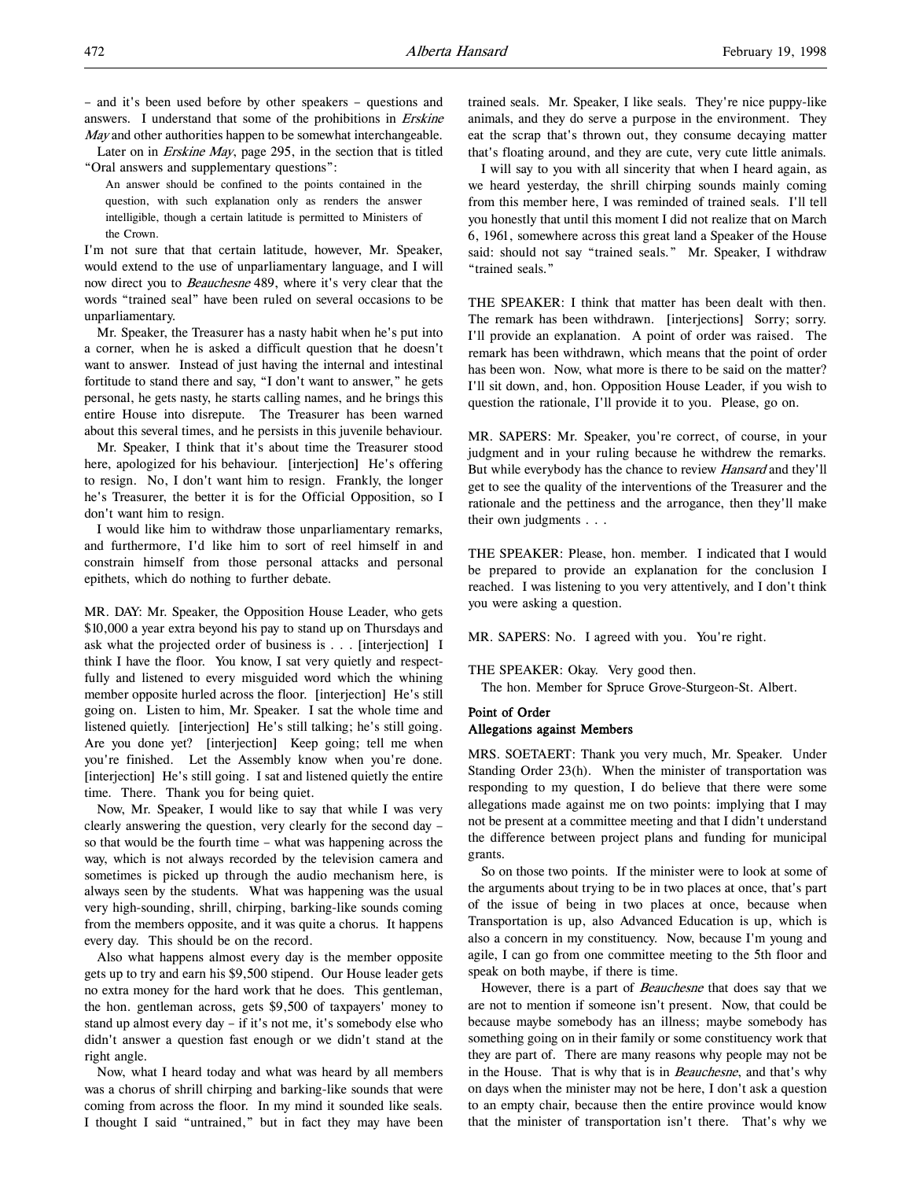– and it's been used before by other speakers – questions and answers. I understand that some of the prohibitions in *Erskine May* and other authorities happen to be somewhat interchangeable.

Later on in *Erskine May*, page 295, in the section that is titled "Oral answers and supplementary questions":

> An answer should be confined to the points contained in the question, with such explanation only as renders the answer intelligible, though a certain latitude is permitted to Ministers of the Crown.

I'm not sure that that certain latitude, however, Mr. Speaker, would extend to the use of unparliamentary language, and I will now direct you to *Beauchesne* 489, where it's very clear that the words "trained seal" have been ruled on several occasions to be unparliamentary.

Mr. Speaker, the Treasurer has a nasty habit when he's put into a corner, when he is asked a difficult question that he doesn't want to answer. Instead of just having the internal and intestinal fortitude to stand there and say, "I don't want to answer," he gets personal, he gets nasty, he starts calling names, and he brings this entire House into disrepute. The Treasurer has been warned about this several times, and he persists in this juvenile behaviour.

Mr. Speaker, I think that it's about time the Treasurer stood here, apologized for his behaviour. [interjection] He's offering to resign. No, I don't want him to resign. Frankly, the longer he's Treasurer, the better it is for the Official Opposition, so I don't want him to resign.

I would like him to withdraw those unparliamentary remarks, and furthermore, I'd like him to sort of reel himself in and constrain himself from those personal attacks and personal epithets, which do nothing to further debate.

MR. DAY: Mr. Speaker, the Opposition House Leader, who gets $10,000 a year extra beyond his pay to stand up on Thursdays and ask what the projected order of business is . . . [interjection] I think I have the floor. You know, I sat very quietly and respectfully and listened to every misguided word which the whining member opposite hurled across the floor. [interjection] He's still going on. Listen to him, Mr. Speaker. I sat the whole time and listened quietly. [interjection] He's still talking; he's still going. Are you done yet? [interjection] Keep going; tell me when you're finished. Let the Assembly know when you're done. [interjection] He's still going. I sat and listened quietly the entire time. There. Thank you for being quiet.

Now, Mr. Speaker, I would like to say that while I was very clearly answering the question, very clearly for the second day – so that would be the fourth time – what was happening across the way, which is not always recorded by the television camera and sometimes is picked up through the audio mechanism here, is always seen by the students. What was happening was the usual very high-sounding, shrill, chirping, barking-like sounds coming from the members opposite, and it was quite a chorus. It happens every day. This should be on the record.

Also what happens almost every day is the member opposite gets up to try and earn his $9,500 stipend. Our House leader gets no extra money for the hard work that he does. This gentleman, the hon. gentleman across, gets $9,500 of taxpayers' money to stand up almost every day – if it's not me, it's somebody else who didn't answer a question fast enough or we didn't stand at the right angle.

Now, what I heard today and what was heard by all members was a chorus of shrill chirping and barking-like sounds that were coming from across the floor. In my mind it sounded like seals. I thought I said "untrained," but in fact they may have been trained seals. Mr. Speaker, I like seals. They're nice puppy-like animals, and they do serve a purpose in the environment. They eat the scrap that's thrown out, they consume decaying matter that's floating around, and they are cute, very cute little animals.

I will say to you with all sincerity that when I heard again, as we heard yesterday, the shrill chirping sounds mainly coming from this member here, I was reminded of trained seals. I'll tell you honestly that until this moment I did not realize that on March 6, 1961, somewhere across this great land a Speaker of the House said: should not say "trained seals." Mr. Speaker, I withdraw "trained seals."

THE SPEAKER: I think that matter has been dealt with then. The remark has been withdrawn. [interjections] Sorry; sorry. I'll provide an explanation. A point of order was raised. The remark has been withdrawn, which means that the point of order has been won. Now, what more is there to be said on the matter? I'll sit down, and, hon. Opposition House Leader, if you wish to question the rationale, I'll provide it to you. Please, go on.

MR. SAPERS: Mr. Speaker, you're correct, of course, in your judgment and in your ruling because he withdrew the remarks. But while everybody has the chance to review *Hansard* and they'll get to see the quality of the interventions of the Treasurer and the rationale and the pettiness and the arrogance, then they'll make their own judgments . . .

THE SPEAKER: Please, hon. member. I indicated that I would be prepared to provide an explanation for the conclusion I reached. I was listening to you very attentively, and I don't think you were asking a question.

MR. SAPERS: No. I agreed with you. You're right.

THE SPEAKER: Okay. Very good then.

The hon. Member for Spruce Grove-Sturgeon-St. Albert.

**Point of Order**
**Allegations against Members**

MRS. SOETAERT: Thank you very much, Mr. Speaker. Under Standing Order 23(h). When the minister of transportation was responding to my question, I do believe that there were some allegations made against me on two points: implying that I may not be present at a committee meeting and that I didn't understand the difference between project plans and funding for municipal grants.

So on those two points. If the minister were to look at some of the arguments about trying to be in two places at once, that's part of the issue of being in two places at once, because when Transportation is up, also Advanced Education is up, which is also a concern in my constituency. Now, because I'm young and agile, I can go from one committee meeting to the 5th floor and speak on both maybe, if there is time.

However, there is a part of *Beauchesne* that does say that we are not to mention if someone isn't present. Now, that could be because maybe somebody has an illness; maybe somebody has something going on in their family or some constituency work that they are part of. There are many reasons why people may not be in the House. That is why that is in *Beauchesne*, and that's why on days when the minister may not be here, I don't ask a question to an empty chair, because then the entire province would know that the minister of transportation isn't there. That's why we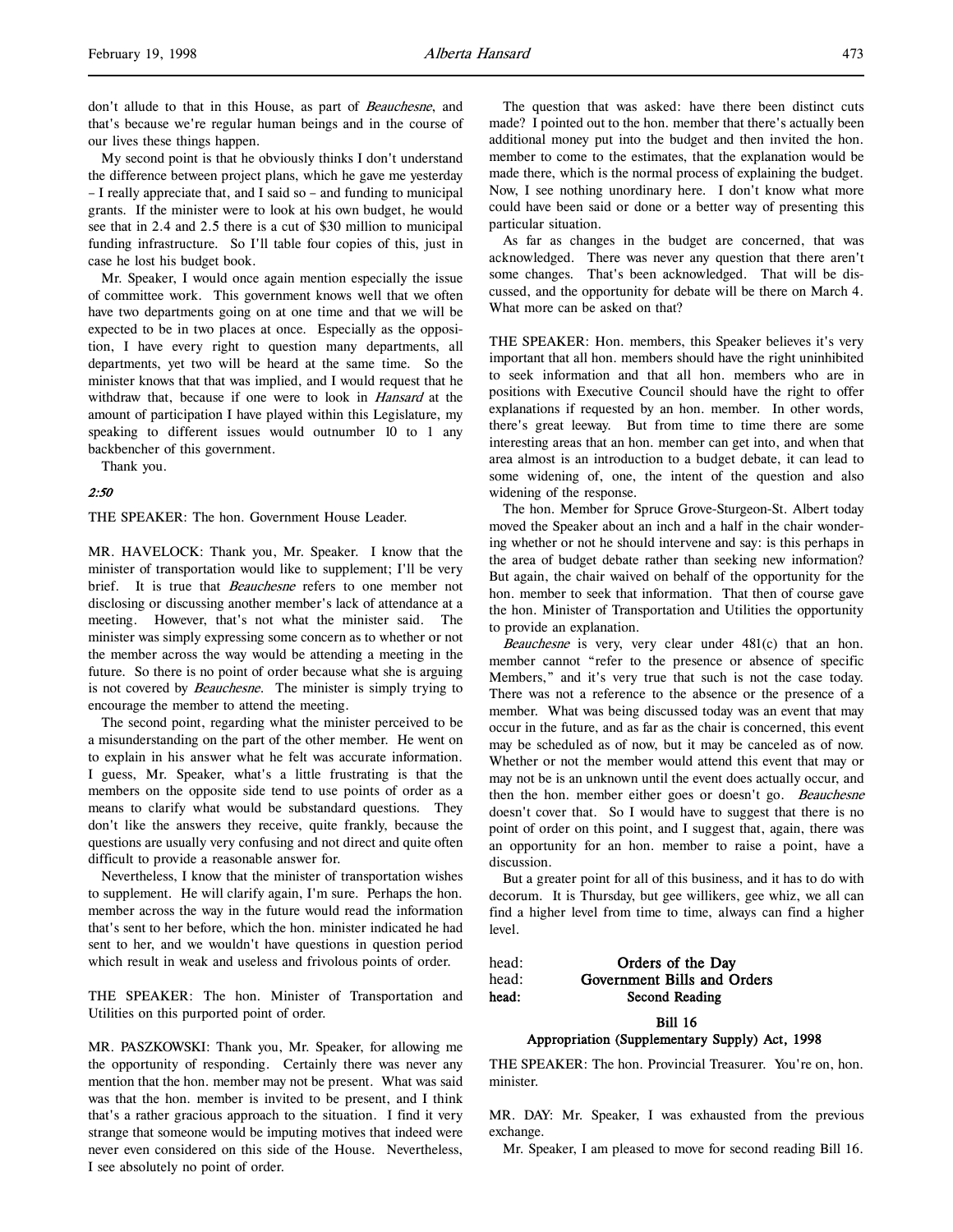don't allude to that in this House, as part of *Beauchesne*, and that's because we're regular human beings and in the course of our lives these things happen.

My second point is that he obviously thinks I don't understand the difference between project plans, which he gave me yesterday – I really appreciate that, and I said so – and funding to municipal grants. If the minister were to look at his own budget, he would see that in 2.4 and 2.5 there is a cut of $30 million to municipal funding infrastructure. So I'll table four copies of this, just in case he lost his budget book.

Mr. Speaker, I would once again mention especially the issue of committee work. This government knows well that we often have two departments going on at one time and that we will be expected to be in two places at once. Especially as the opposition, I have every right to question many departments, all departments, yet two will be heard at the same time. So the minister knows that that was implied, and I would request that he withdraw that, because if one were to look in *Hansard* at the amount of participation I have played within this Legislature, my speaking to different issues would outnumber 10 to 1 any backbencher of this government.

Thank you.

*2:50*

THE SPEAKER: The hon. Government House Leader.

MR. HAVELOCK: Thank you, Mr. Speaker. I know that the minister of transportation would like to supplement; I'll be very brief. It is true that *Beauchesne* refers to one member not disclosing or discussing another member's lack of attendance at a meeting. However, that's not what the minister said. The minister was simply expressing some concern as to whether or not the member across the way would be attending a meeting in the future. So there is no point of order because what she is arguing is not covered by *Beauchesne*. The minister is simply trying to encourage the member to attend the meeting.

The second point, regarding what the minister perceived to be a misunderstanding on the part of the other member. He went on to explain in his answer what he felt was accurate information. I guess, Mr. Speaker, what's a little frustrating is that the members on the opposite side tend to use points of order as a means to clarify what would be substandard questions. They don't like the answers they receive, quite frankly, because the questions are usually very confusing and not direct and quite often difficult to provide a reasonable answer for.

Nevertheless, I know that the minister of transportation wishes to supplement. He will clarify again, I'm sure. Perhaps the hon. member across the way in the future would read the information that's sent to her before, which the hon. minister indicated he had sent to her, and we wouldn't have questions in question period which result in weak and useless and frivolous points of order.

THE SPEAKER: The hon. Minister of Transportation and Utilities on this purported point of order.

MR. PASZKOWSKI: Thank you, Mr. Speaker, for allowing me the opportunity of responding. Certainly there was never any mention that the hon. member may not be present. What was said was that the hon. member is invited to be present, and I think that's a rather gracious approach to the situation. I find it very strange that someone would be imputing motives that indeed were never even considered on this side of the House. Nevertheless, I see absolutely no point of order.

The question that was asked: have there been distinct cuts made? I pointed out to the hon. member that there's actually been additional money put into the budget and then invited the hon. member to come to the estimates, that the explanation would be made there, which is the normal process of explaining the budget. Now, I see nothing unordinary here. I don't know what more could have been said or done or a better way of presenting this particular situation.

As far as changes in the budget are concerned, that was acknowledged. There was never any question that there aren't some changes. That's been acknowledged. That will be discussed, and the opportunity for debate will be there on March 4. What more can be asked on that?

THE SPEAKER: Hon. members, this Speaker believes it's very important that all hon. members should have the right uninhibited to seek information and that all hon. members who are in positions with Executive Council should have the right to offer explanations if requested by an hon. member. In other words, there's great leeway. But from time to time there are some interesting areas that an hon. member can get into, and when that area almost is an introduction to a budget debate, it can lead to some widening of, one, the intent of the question and also widening of the response.

The hon. Member for Spruce Grove-Sturgeon-St. Albert today moved the Speaker about an inch and a half in the chair wondering whether or not he should intervene and say: is this perhaps in the area of budget debate rather than seeking new information? But again, the chair waived on behalf of the opportunity for the hon. member to seek that information. That then of course gave the hon. Minister of Transportation and Utilities the opportunity to provide an explanation.

*Beauchesne* is very, very clear under 481(c) that an hon. member cannot "refer to the presence or absence of specific Members," and it's very true that such is not the case today. There was not a reference to the absence or the presence of a member. What was being discussed today was an event that may occur in the future, and as far as the chair is concerned, this event may be scheduled as of now, but it may be canceled as of now. Whether or not the member would attend this event that may or may not be is an unknown until the event does actually occur, and then the hon. member either goes or doesn't go. *Beauchesne* doesn't cover that. So I would have to suggest that there is no point of order on this point, and I suggest that, again, there was an opportunity for an hon. member to raise a point, have a discussion.

But a greater point for all of this business, and it has to do with decorum. It is Thursday, but gee willikers, gee whiz, we all can find a higher level from time to time, always can find a higher level.

head: **Orders of the Day**
head: **Government Bills and Orders**
**head: Second Reading**

**Bill 16**
**Appropriation (Supplementary Supply) Act, 1998**

THE SPEAKER: The hon. Provincial Treasurer. You're on, hon. minister.

MR. DAY: Mr. Speaker, I was exhausted from the previous exchange.

Mr. Speaker, I am pleased to move for second reading Bill 16.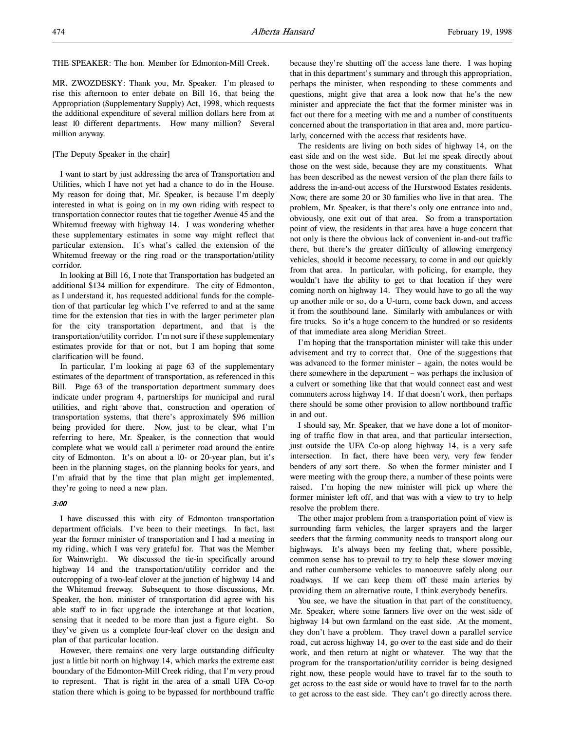THE SPEAKER: The hon. Member for Edmonton-Mill Creek.

MR. ZWOZDESKY: Thank you, Mr. Speaker. I'm pleased to rise this afternoon to enter debate on Bill 16, that being the Appropriation (Supplementary Supply) Act, 1998, which requests the additional expenditure of several million dollars here from at least 10 different departments. How many million? Several million anyway.

[The Deputy Speaker in the chair]

I want to start by just addressing the area of Transportation and Utilities, which I have not yet had a chance to do in the House. My reason for doing that, Mr. Speaker, is because I'm deeply interested in what is going on in my own riding with respect to transportation connector routes that tie together Avenue 45 and the Whitemud freeway with highway 14. I was wondering whether these supplementary estimates in some way might reflect that particular extension. It's what's called the extension of the Whitemud freeway or the ring road or the transportation/utility corridor.

In looking at Bill 16, I note that Transportation has budgeted an additional $134 million for expenditure. The city of Edmonton, as I understand it, has requested additional funds for the completion of that particular leg which I've referred to and at the same time for the extension that ties in with the larger perimeter plan for the city transportation department, and that is the transportation/utility corridor. I'm not sure if these supplementary estimates provide for that or not, but I am hoping that some clarification will be found.

In particular, I'm looking at page 63 of the supplementary estimates of the department of transportation, as referenced in this Bill. Page 63 of the transportation department summary does indicate under program 4, partnerships for municipal and rural utilities, and right above that, construction and operation of transportation systems, that there's approximately $96 million being provided for there. Now, just to be clear, what I'm referring to here, Mr. Speaker, is the connection that would complete what we would call a perimeter road around the entire city of Edmonton. It's on about a 10- or 20-year plan, but it's been in the planning stages, on the planning books for years, and I'm afraid that by the time that plan might get implemented, they're going to need a new plan.

*3:00*

I have discussed this with city of Edmonton transportation department officials. I've been to their meetings. In fact, last year the former minister of transportation and I had a meeting in my riding, which I was very grateful for. That was the Member for Wainwright. We discussed the tie-in specifically around highway 14 and the transportation/utility corridor and the outcropping of a two-leaf clover at the junction of highway 14 and the Whitemud freeway. Subsequent to those discussions, Mr. Speaker, the hon. minister of transportation did agree with his able staff to in fact upgrade the interchange at that location, sensing that it needed to be more than just a figure eight. So they've given us a complete four-leaf clover on the design and plan of that particular location.

However, there remains one very large outstanding difficulty just a little bit north on highway 14, which marks the extreme east boundary of the Edmonton-Mill Creek riding, that I'm very proud to represent. That is right in the area of a small UFA Co-op station there which is going to be bypassed for northbound traffic because they're shutting off the access lane there. I was hoping that in this department's summary and through this appropriation, perhaps the minister, when responding to these comments and questions, might give that area a look now that he's the new minister and appreciate the fact that the former minister was in fact out there for a meeting with me and a number of constituents concerned about the transportation in that area and, more particularly, concerned with the access that residents have.

The residents are living on both sides of highway 14, on the east side and on the west side. But let me speak directly about those on the west side, because they are my constituents. What has been described as the newest version of the plan there fails to address the in-and-out access of the Hurstwood Estates residents. Now, there are some 20 or 30 families who live in that area. The problem, Mr. Speaker, is that there's only one entrance into and, obviously, one exit out of that area. So from a transportation point of view, the residents in that area have a huge concern that not only is there the obvious lack of convenient in-and-out traffic there, but there's the greater difficulty of allowing emergency vehicles, should it become necessary, to come in and out quickly from that area. In particular, with policing, for example, they wouldn't have the ability to get to that location if they were coming north on highway 14. They would have to go all the way up another mile or so, do a U-turn, come back down, and access it from the southbound lane. Similarly with ambulances or with fire trucks. So it's a huge concern to the hundred or so residents of that immediate area along Meridian Street.

I'm hoping that the transportation minister will take this under advisement and try to correct that. One of the suggestions that was advanced to the former minister – again, the notes would be there somewhere in the department – was perhaps the inclusion of a culvert or something like that that would connect east and west commuters across highway 14. If that doesn't work, then perhaps there should be some other provision to allow northbound traffic in and out.

I should say, Mr. Speaker, that we have done a lot of monitoring of traffic flow in that area, and that particular intersection, just outside the UFA Co-op along highway 14, is a very safe intersection. In fact, there have been very, very few fender benders of any sort there. So when the former minister and I were meeting with the group there, a number of these points were raised. I'm hoping the new minister will pick up where the former minister left off, and that was with a view to try to help resolve the problem there.

The other major problem from a transportation point of view is surrounding farm vehicles, the larger sprayers and the larger seeders that the farming community needs to transport along our highways. It's always been my feeling that, where possible, common sense has to prevail to try to help these slower moving and rather cumbersome vehicles to manoeuvre safely along our roadways. If we can keep them off these main arteries by providing them an alternative route, I think everybody benefits.

You see, we have the situation in that part of the constituency, Mr. Speaker, where some farmers live over on the west side of highway 14 but own farmland on the east side. At the moment, they don't have a problem. They travel down a parallel service road, cut across highway 14, go over to the east side and do their work, and then return at night or whatever. The way that the program for the transportation/utility corridor is being designed right now, these people would have to travel far to the south to get across to the east side or would have to travel far to the north to get across to the east side. They can't go directly across there.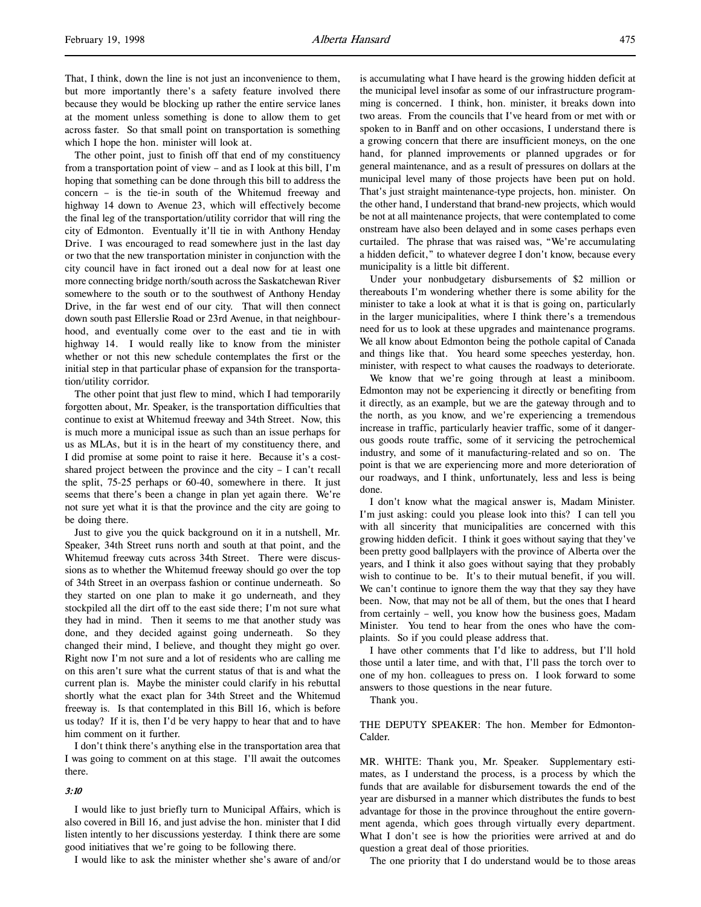That, I think, down the line is not just an inconvenience to them, but more importantly there's a safety feature involved there because they would be blocking up rather the entire service lanes at the moment unless something is done to allow them to get across faster. So that small point on transportation is something which I hope the hon. minister will look at.

The other point, just to finish off that end of my constituency from a transportation point of view – and as I look at this bill, I'm hoping that something can be done through this bill to address the concern – is the tie-in south of the Whitemud freeway and highway 14 down to Avenue 23, which will effectively become the final leg of the transportation/utility corridor that will ring the city of Edmonton. Eventually it'll tie in with Anthony Henday Drive. I was encouraged to read somewhere just in the last day or two that the new transportation minister in conjunction with the city council have in fact ironed out a deal now for at least one more connecting bridge north/south across the Saskatchewan River somewhere to the south or to the southwest of Anthony Henday Drive, in the far west end of our city. That will then connect down south past Ellerslie Road or 23rd Avenue, in that neighbourhood, and eventually come over to the east and tie in with highway 14. I would really like to know from the minister whether or not this new schedule contemplates the first or the initial step in that particular phase of expansion for the transportation/utility corridor.

The other point that just flew to mind, which I had temporarily forgotten about, Mr. Speaker, is the transportation difficulties that continue to exist at Whitemud freeway and 34th Street. Now, this is much more a municipal issue as such than an issue perhaps for us as MLAs, but it is in the heart of my constituency there, and I did promise at some point to raise it here. Because it's a cost-shared project between the province and the city – I can't recall the split, 75-25 perhaps or 60-40, somewhere in there. It just seems that there's been a change in plan yet again there. We're not sure yet what it is that the province and the city are going to be doing there.

Just to give you the quick background on it in a nutshell, Mr. Speaker, 34th Street runs north and south at that point, and the Whitemud freeway cuts across 34th Street. There were discussions as to whether the Whitemud freeway should go over the top of 34th Street in an overpass fashion or continue underneath. So they started on one plan to make it go underneath, and they stockpiled all the dirt off to the east side there; I'm not sure what they had in mind. Then it seems to me that another study was done, and they decided against going underneath. So they changed their mind, I believe, and thought they might go over. Right now I'm not sure and a lot of residents who are calling me on this aren't sure what the current status of that is and what the current plan is. Maybe the minister could clarify in his rebuttal shortly what the exact plan for 34th Street and the Whitemud freeway is. Is that contemplated in this Bill 16, which is before us today? If it is, then I'd be very happy to hear that and to have him comment on it further.

I don't think there's anything else in the transportation area that I was going to comment on at this stage. I'll await the outcomes there.

*3:10*

I would like to just briefly turn to Municipal Affairs, which is also covered in Bill 16, and just advise the hon. minister that I did listen intently to her discussions yesterday. I think there are some good initiatives that we're going to be following there.

I would like to ask the minister whether she's aware of and/or is accumulating what I have heard is the growing hidden deficit at the municipal level insofar as some of our infrastructure programming is concerned. I think, hon. minister, it breaks down into two areas. From the councils that I've heard from or met with or spoken to in Banff and on other occasions, I understand there is a growing concern that there are insufficient moneys, on the one hand, for planned improvements or planned upgrades or for general maintenance, and as a result of pressures on dollars at the municipal level many of those projects have been put on hold. That's just straight maintenance-type projects, hon. minister. On the other hand, I understand that brand-new projects, which would be not at all maintenance projects, that were contemplated to come onstream have also been delayed and in some cases perhaps even curtailed. The phrase that was raised was, "We're accumulating a hidden deficit," to whatever degree I don't know, because every municipality is a little bit different.

Under your nonbudgetary disbursements of $2 million or thereabouts I'm wondering whether there is some ability for the minister to take a look at what it is that is going on, particularly in the larger municipalities, where I think there's a tremendous need for us to look at these upgrades and maintenance programs. We all know about Edmonton being the pothole capital of Canada and things like that. You heard some speeches yesterday, hon. minister, with respect to what causes the roadways to deteriorate.

We know that we're going through at least a miniboom. Edmonton may not be experiencing it directly or benefiting from it directly, as an example, but we are the gateway through and to the north, as you know, and we're experiencing a tremendous increase in traffic, particularly heavier traffic, some of it dangerous goods route traffic, some of it servicing the petrochemical industry, and some of it manufacturing-related and so on. The point is that we are experiencing more and more deterioration of our roadways, and I think, unfortunately, less and less is being done.

I don't know what the magical answer is, Madam Minister. I'm just asking: could you please look into this? I can tell you with all sincerity that municipalities are concerned with this growing hidden deficit. I think it goes without saying that they've been pretty good ballplayers with the province of Alberta over the years, and I think it also goes without saying that they probably wish to continue to be. It's to their mutual benefit, if you will. We can't continue to ignore them the way that they say they have been. Now, that may not be all of them, but the ones that I heard from certainly – well, you know how the business goes, Madam Minister. You tend to hear from the ones who have the complaints. So if you could please address that.

I have other comments that I'd like to address, but I'll hold those until a later time, and with that, I'll pass the torch over to one of my hon. colleagues to press on. I look forward to some answers to those questions in the near future.

Thank you.

THE DEPUTY SPEAKER: The hon. Member for Edmonton-Calder.

MR. WHITE: Thank you, Mr. Speaker. Supplementary estimates, as I understand the process, is a process by which the funds that are available for disbursement towards the end of the year are disbursed in a manner which distributes the funds to best advantage for those in the province throughout the entire government agenda, which goes through virtually every department. What I don't see is how the priorities were arrived at and do question a great deal of those priorities.

The one priority that I do understand would be to those areas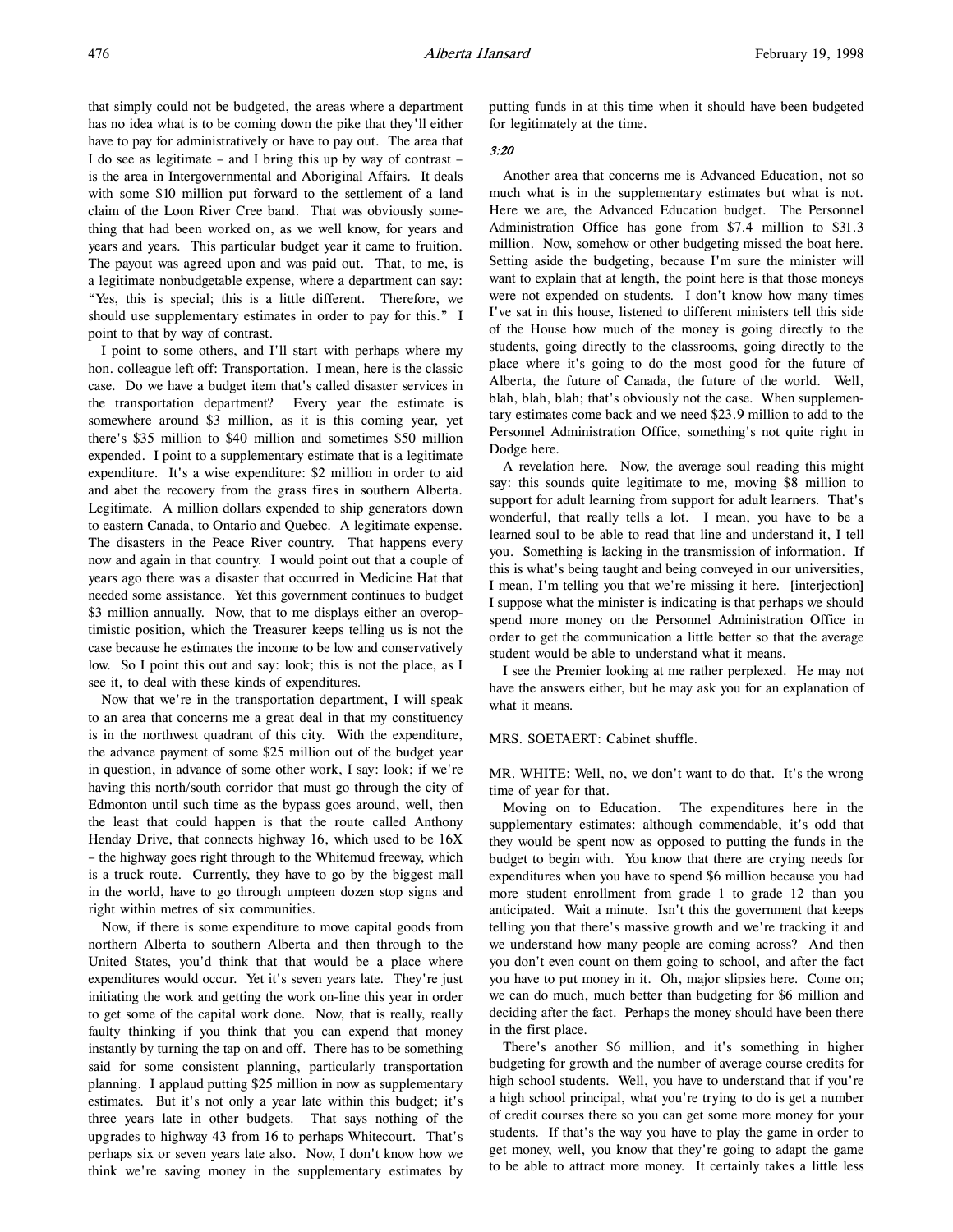that simply could not be budgeted, the areas where a department has no idea what is to be coming down the pike that they'll either have to pay for administratively or have to pay out. The area that I do see as legitimate – and I bring this up by way of contrast – is the area in Intergovernmental and Aboriginal Affairs. It deals with some $10 million put forward to the settlement of a land claim of the Loon River Cree band. That was obviously something that had been worked on, as we well know, for years and years and years. This particular budget year it came to fruition. The payout was agreed upon and was paid out. That, to me, is a legitimate nonbudgetable expense, where a department can say: "Yes, this is special; this is a little different. Therefore, we should use supplementary estimates in order to pay for this." I point to that by way of contrast.

I point to some others, and I'll start with perhaps where my hon. colleague left off: Transportation. I mean, here is the classic case. Do we have a budget item that's called disaster services in the transportation department? Every year the estimate is somewhere around $3 million, as it is this coming year, yet there's $35 million to $40 million and sometimes $50 million expended. I point to a supplementary estimate that is a legitimate expenditure. It's a wise expenditure: $2 million in order to aid and abet the recovery from the grass fires in southern Alberta. Legitimate. A million dollars expended to ship generators down to eastern Canada, to Ontario and Quebec. A legitimate expense. The disasters in the Peace River country. That happens every now and again in that country. I would point out that a couple of years ago there was a disaster that occurred in Medicine Hat that needed some assistance. Yet this government continues to budget $3 million annually. Now, that to me displays either an overoptimistic position, which the Treasurer keeps telling us is not the case because he estimates the income to be low and conservatively low. So I point this out and say: look; this is not the place, as I see it, to deal with these kinds of expenditures.

Now that we're in the transportation department, I will speak to an area that concerns me a great deal in that my constituency is in the northwest quadrant of this city. With the expenditure, the advance payment of some $25 million out of the budget year in question, in advance of some other work, I say: look; if we're having this north/south corridor that must go through the city of Edmonton until such time as the bypass goes around, well, then the least that could happen is that the route called Anthony Henday Drive, that connects highway 16, which used to be 16X – the highway goes right through to the Whitemud freeway, which is a truck route. Currently, they have to go by the biggest mall in the world, have to go through umpteen dozen stop signs and right within metres of six communities.

Now, if there is some expenditure to move capital goods from northern Alberta to southern Alberta and then through to the United States, you'd think that that would be a place where expenditures would occur. Yet it's seven years late. They're just initiating the work and getting the work on-line this year in order to get some of the capital work done. Now, that is really, really faulty thinking if you think that you can expend that money instantly by turning the tap on and off. There has to be something said for some consistent planning, particularly transportation planning. I applaud putting $25 million in now as supplementary estimates. But it's not only a year late within this budget; it's three years late in other budgets. That says nothing of the upgrades to highway 43 from 16 to perhaps Whitecourt. That's perhaps six or seven years late also. Now, I don't know how we think we're saving money in the supplementary estimates by putting funds in at this time when it should have been budgeted for legitimately at the time.

*3:20*

Another area that concerns me is Advanced Education, not so much what is in the supplementary estimates but what is not. Here we are, the Advanced Education budget. The Personnel Administration Office has gone from $7.4 million to $31.3 million. Now, somehow or other budgeting missed the boat here. Setting aside the budgeting, because I'm sure the minister will want to explain that at length, the point here is that those moneys were not expended on students. I don't know how many times I've sat in this house, listened to different ministers tell this side of the House how much of the money is going directly to the students, going directly to the classrooms, going directly to the place where it's going to do the most good for the future of Alberta, the future of Canada, the future of the world. Well, blah, blah, blah; that's obviously not the case. When supplementary estimates come back and we need $23.9 million to add to the Personnel Administration Office, something's not quite right in Dodge here.

A revelation here. Now, the average soul reading this might say: this sounds quite legitimate to me, moving $8 million to support for adult learning from support for adult learners. That's wonderful, that really tells a lot. I mean, you have to be a learned soul to be able to read that line and understand it, I tell you. Something is lacking in the transmission of information. If this is what's being taught and being conveyed in our universities, I mean, I'm telling you that we're missing it here. [interjection] I suppose what the minister is indicating is that perhaps we should spend more money on the Personnel Administration Office in order to get the communication a little better so that the average student would be able to understand what it means.

I see the Premier looking at me rather perplexed. He may not have the answers either, but he may ask you for an explanation of what it means.

MRS. SOETAERT: Cabinet shuffle.

MR. WHITE: Well, no, we don't want to do that. It's the wrong time of year for that.

Moving on to Education. The expenditures here in the supplementary estimates: although commendable, it's odd that they would be spent now as opposed to putting the funds in the budget to begin with. You know that there are crying needs for expenditures when you have to spend $6 million because you had more student enrollment from grade 1 to grade 12 than you anticipated. Wait a minute. Isn't this the government that keeps telling you that there's massive growth and we're tracking it and we understand how many people are coming across? And then you don't even count on them going to school, and after the fact you have to put money in it. Oh, major slipsies here. Come on; we can do much, much better than budgeting for $6 million and deciding after the fact. Perhaps the money should have been there in the first place.

There's another $6 million, and it's something in higher budgeting for growth and the number of average course credits for high school students. Well, you have to understand that if you're a high school principal, what you're trying to do is get a number of credit courses there so you can get some more money for your students. If that's the way you have to play the game in order to get money, well, you know that they're going to adapt the game to be able to attract more money. It certainly takes a little less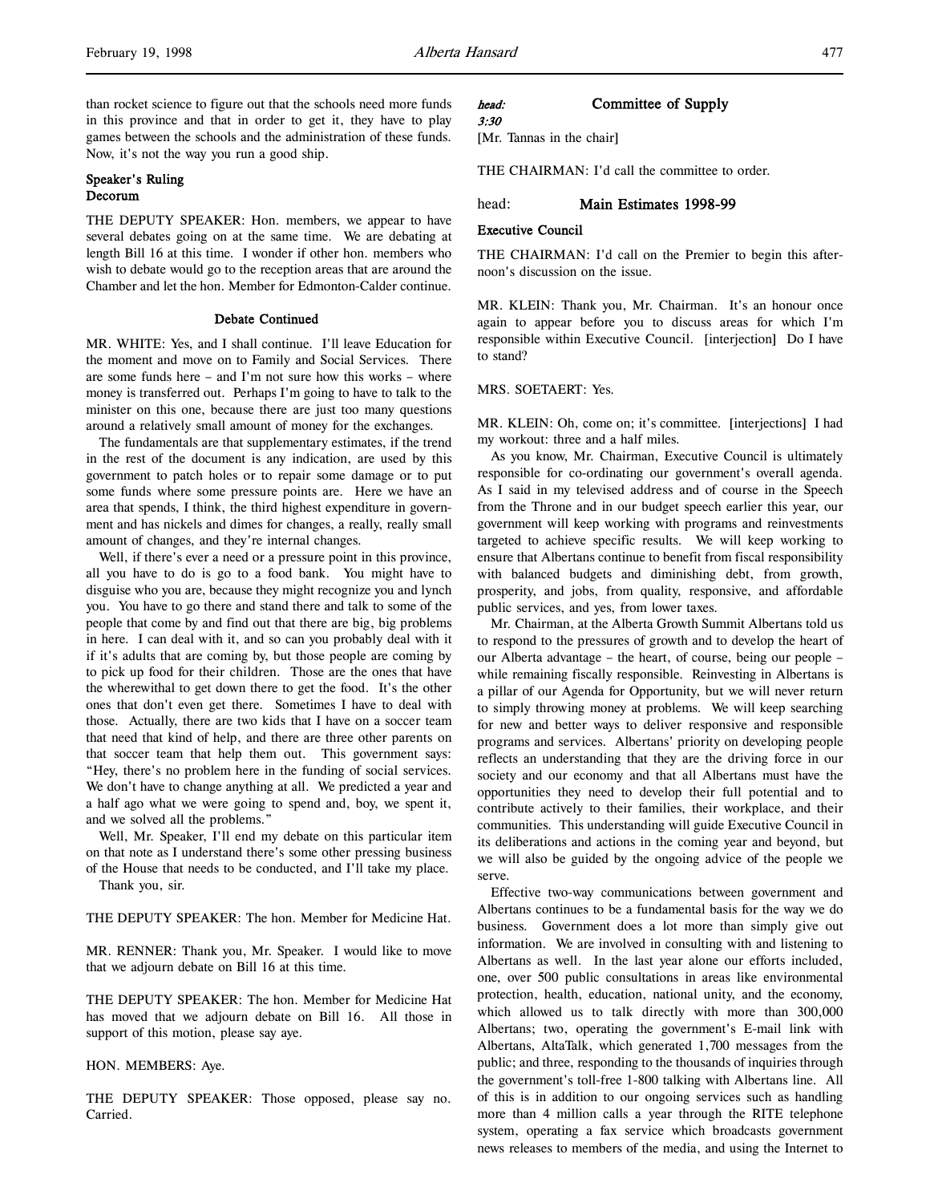than rocket science to figure out that the schools need more funds in this province and that in order to get it, they have to play games between the schools and the administration of these funds. Now, it's not the way you run a good ship.

### Speaker's Ruling
### Decorum

THE DEPUTY SPEAKER: Hon. members, we appear to have several debates going on at the same time. We are debating at length Bill 16 at this time. I wonder if other hon. members who wish to debate would go to the reception areas that are around the Chamber and let the hon. Member for Edmonton-Calder continue.

### Debate Continued

MR. WHITE: Yes, and I shall continue. I'll leave Education for the moment and move on to Family and Social Services. There are some funds here – and I'm not sure how this works – where money is transferred out. Perhaps I'm going to have to talk to the minister on this one, because there are just too many questions around a relatively small amount of money for the exchanges.

The fundamentals are that supplementary estimates, if the trend in the rest of the document is any indication, are used by this government to patch holes or to repair some damage or to put some funds where some pressure points are. Here we have an area that spends, I think, the third highest expenditure in government and has nickels and dimes for changes, a really, really small amount of changes, and they're internal changes.

Well, if there's ever a need or a pressure point in this province, all you have to do is go to a food bank. You might have to disguise who you are, because they might recognize you and lynch you. You have to go there and stand there and talk to some of the people that come by and find out that there are big, big problems in here. I can deal with it, and so can you probably deal with it if it's adults that are coming by, but those people are coming by to pick up food for their children. Those are the ones that have the wherewithal to get down there to get the food. It's the other ones that don't even get there. Sometimes I have to deal with those. Actually, there are two kids that I have on a soccer team that need that kind of help, and there are three other parents on that soccer team that help them out. This government says: "Hey, there's no problem here in the funding of social services. We don't have to change anything at all. We predicted a year and a half ago what we were going to spend and, boy, we spent it, and we solved all the problems."

Well, Mr. Speaker, I'll end my debate on this particular item on that note as I understand there's some other pressing business of the House that needs to be conducted, and I'll take my place.

Thank you, sir.

THE DEPUTY SPEAKER: The hon. Member for Medicine Hat.

MR. RENNER: Thank you, Mr. Speaker. I would like to move that we adjourn debate on Bill 16 at this time.

THE DEPUTY SPEAKER: The hon. Member for Medicine Hat has moved that we adjourn debate on Bill 16. All those in support of this motion, please say aye.

HON. MEMBERS: Aye.

THE DEPUTY SPEAKER: Those opposed, please say no. Carried.

*head:* **Committee of Supply**

*3:30*

[Mr. Tannas in the chair]

THE CHAIRMAN: I'd call the committee to order.

head: **Main Estimates 1998-99**

### Executive Council

THE CHAIRMAN: I'd call on the Premier to begin this afternoon's discussion on the issue.

MR. KLEIN: Thank you, Mr. Chairman. It's an honour once again to appear before you to discuss areas for which I'm responsible within Executive Council. [interjection] Do I have to stand?

MRS. SOETAERT: Yes.

MR. KLEIN: Oh, come on; it's committee. [interjections] I had my workout: three and a half miles.

As you know, Mr. Chairman, Executive Council is ultimately responsible for co-ordinating our government's overall agenda. As I said in my televised address and of course in the Speech from the Throne and in our budget speech earlier this year, our government will keep working with programs and reinvestments targeted to achieve specific results. We will keep working to ensure that Albertans continue to benefit from fiscal responsibility with balanced budgets and diminishing debt, from growth, prosperity, and jobs, from quality, responsive, and affordable public services, and yes, from lower taxes.

Mr. Chairman, at the Alberta Growth Summit Albertans told us to respond to the pressures of growth and to develop the heart of our Alberta advantage – the heart, of course, being our people – while remaining fiscally responsible. Reinvesting in Albertans is a pillar of our Agenda for Opportunity, but we will never return to simply throwing money at problems. We will keep searching for new and better ways to deliver responsive and responsible programs and services. Albertans' priority on developing people reflects an understanding that they are the driving force in our society and our economy and that all Albertans must have the opportunities they need to develop their full potential and to contribute actively to their families, their workplace, and their communities. This understanding will guide Executive Council in its deliberations and actions in the coming year and beyond, but we will also be guided by the ongoing advice of the people we serve.

Effective two-way communications between government and Albertans continues to be a fundamental basis for the way we do business. Government does a lot more than simply give out information. We are involved in consulting with and listening to Albertans as well. In the last year alone our efforts included, one, over 500 public consultations in areas like environmental protection, health, education, national unity, and the economy, which allowed us to talk directly with more than 300,000 Albertans; two, operating the government's E-mail link with Albertans, AltaTalk, which generated 1,700 messages from the public; and three, responding to the thousands of inquiries through the government's toll-free 1-800 talking with Albertans line. All of this is in addition to our ongoing services such as handling more than 4 million calls a year through the RITE telephone system, operating a fax service which broadcasts government news releases to members of the media, and using the Internet to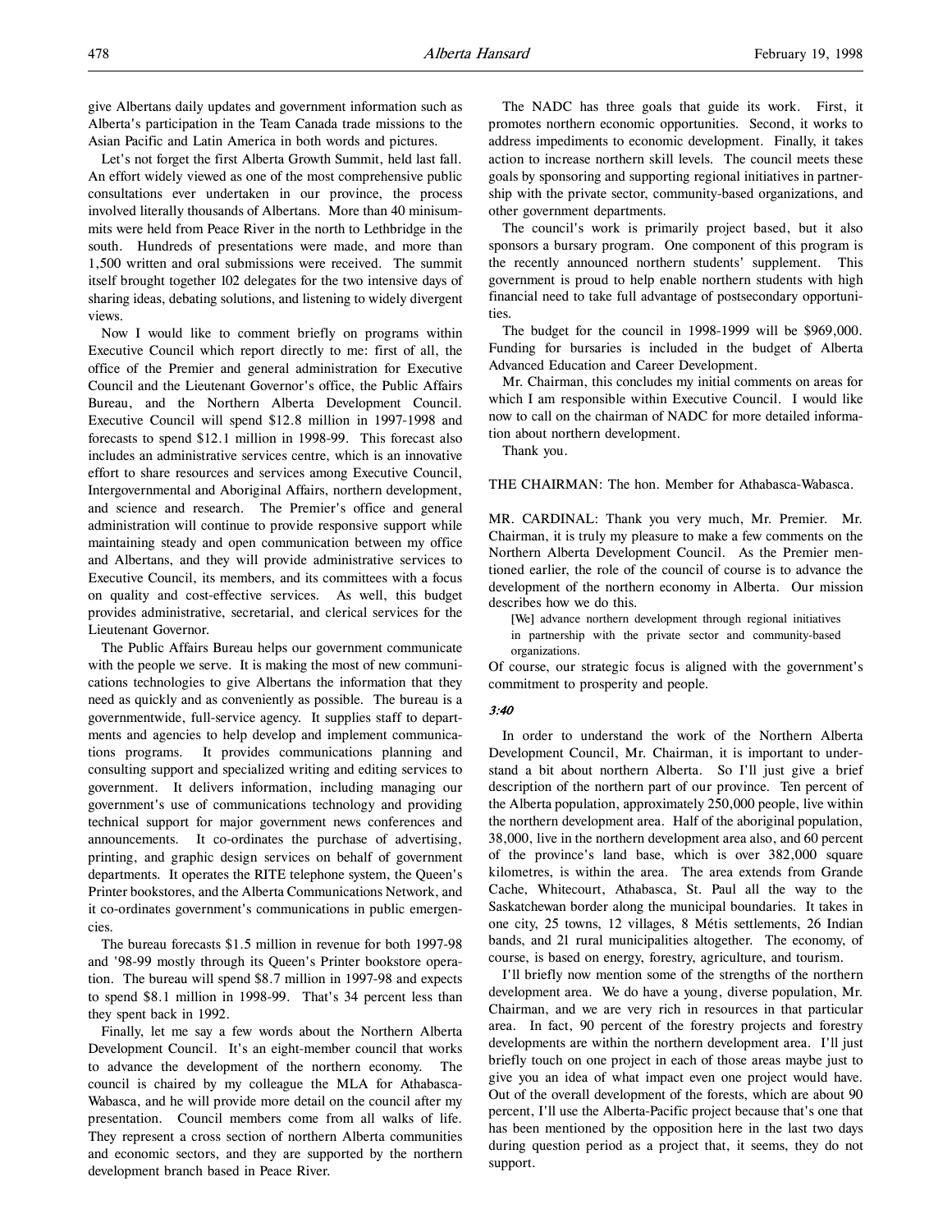give Albertans daily updates and government information such as Alberta's participation in the Team Canada trade missions to the Asian Pacific and Latin America in both words and pictures.

Let's not forget the first Alberta Growth Summit, held last fall. An effort widely viewed as one of the most comprehensive public consultations ever undertaken in our province, the process involved literally thousands of Albertans. More than 40 minisummits were held from Peace River in the north to Lethbridge in the south. Hundreds of presentations were made, and more than 1,500 written and oral submissions were received. The summit itself brought together 102 delegates for the two intensive days of sharing ideas, debating solutions, and listening to widely divergent views.

Now I would like to comment briefly on programs within Executive Council which report directly to me: first of all, the office of the Premier and general administration for Executive Council and the Lieutenant Governor's office, the Public Affairs Bureau, and the Northern Alberta Development Council. Executive Council will spend $12.8 million in 1997-1998 and forecasts to spend $12.1 million in 1998-99. This forecast also includes an administrative services centre, which is an innovative effort to share resources and services among Executive Council, Intergovernmental and Aboriginal Affairs, northern development, and science and research. The Premier's office and general administration will continue to provide responsive support while maintaining steady and open communication between my office and Albertans, and they will provide administrative services to Executive Council, its members, and its committees with a focus on quality and cost-effective services. As well, this budget provides administrative, secretarial, and clerical services for the Lieutenant Governor.

The Public Affairs Bureau helps our government communicate with the people we serve. It is making the most of new communications technologies to give Albertans the information that they need as quickly and as conveniently as possible. The bureau is a governmentwide, full-service agency. It supplies staff to departments and agencies to help develop and implement communications programs. It provides communications planning and consulting support and specialized writing and editing services to government. It delivers information, including managing our government's use of communications technology and providing technical support for major government news conferences and announcements. It co-ordinates the purchase of advertising, printing, and graphic design services on behalf of government departments. It operates the RITE telephone system, the Queen's Printer bookstores, and the Alberta Communications Network, and it co-ordinates government's communications in public emergencies.

The bureau forecasts $1.5 million in revenue for both 1997-98 and '98-99 mostly through its Queen's Printer bookstore operation. The bureau will spend $8.7 million in 1997-98 and expects to spend $8.1 million in 1998-99. That's 34 percent less than they spent back in 1992.

Finally, let me say a few words about the Northern Alberta Development Council. It's an eight-member council that works to advance the development of the northern economy. The council is chaired by my colleague the MLA for Athabasca-Wabasca, and he will provide more detail on the council after my presentation. Council members come from all walks of life. They represent a cross section of northern Alberta communities and economic sectors, and they are supported by the northern development branch based in Peace River.

The NADC has three goals that guide its work. First, it promotes northern economic opportunities. Second, it works to address impediments to economic development. Finally, it takes action to increase northern skill levels. The council meets these goals by sponsoring and supporting regional initiatives in partnership with the private sector, community-based organizations, and other government departments.

The council's work is primarily project based, but it also sponsors a bursary program. One component of this program is the recently announced northern students' supplement. This government is proud to help enable northern students with high financial need to take full advantage of postsecondary opportunities.

The budget for the council in 1998-1999 will be $969,000. Funding for bursaries is included in the budget of Alberta Advanced Education and Career Development.

Mr. Chairman, this concludes my initial comments on areas for which I am responsible within Executive Council. I would like now to call on the chairman of NADC for more detailed information about northern development.

Thank you.

THE CHAIRMAN: The hon. Member for Athabasca-Wabasca.

MR. CARDINAL: Thank you very much, Mr. Premier. Mr. Chairman, it is truly my pleasure to make a few comments on the Northern Alberta Development Council. As the Premier mentioned earlier, the role of the council of course is to advance the development of the northern economy in Alberta. Our mission describes how we do this.

> [We] advance northern development through regional initiatives in partnership with the private sector and community-based organizations.

Of course, our strategic focus is aligned with the government's commitment to prosperity and people.

*3:40*

In order to understand the work of the Northern Alberta Development Council, Mr. Chairman, it is important to understand a bit about northern Alberta. So I'll just give a brief description of the northern part of our province. Ten percent of the Alberta population, approximately 250,000 people, live within the northern development area. Half of the aboriginal population, 38,000, live in the northern development area also, and 60 percent of the province's land base, which is over 382,000 square kilometres, is within the area. The area extends from Grande Cache, Whitecourt, Athabasca, St. Paul all the way to the Saskatchewan border along the municipal boundaries. It takes in one city, 25 towns, 12 villages, 8 Métis settlements, 26 Indian bands, and 21 rural municipalities altogether. The economy, of course, is based on energy, forestry, agriculture, and tourism.

I'll briefly now mention some of the strengths of the northern development area. We do have a young, diverse population, Mr. Chairman, and we are very rich in resources in that particular area. In fact, 90 percent of the forestry projects and forestry developments are within the northern development area. I'll just briefly touch on one project in each of those areas maybe just to give you an idea of what impact even one project would have. Out of the overall development of the forests, which are about 90 percent, I'll use the Alberta-Pacific project because that's one that has been mentioned by the opposition here in the last two days during question period as a project that, it seems, they do not support.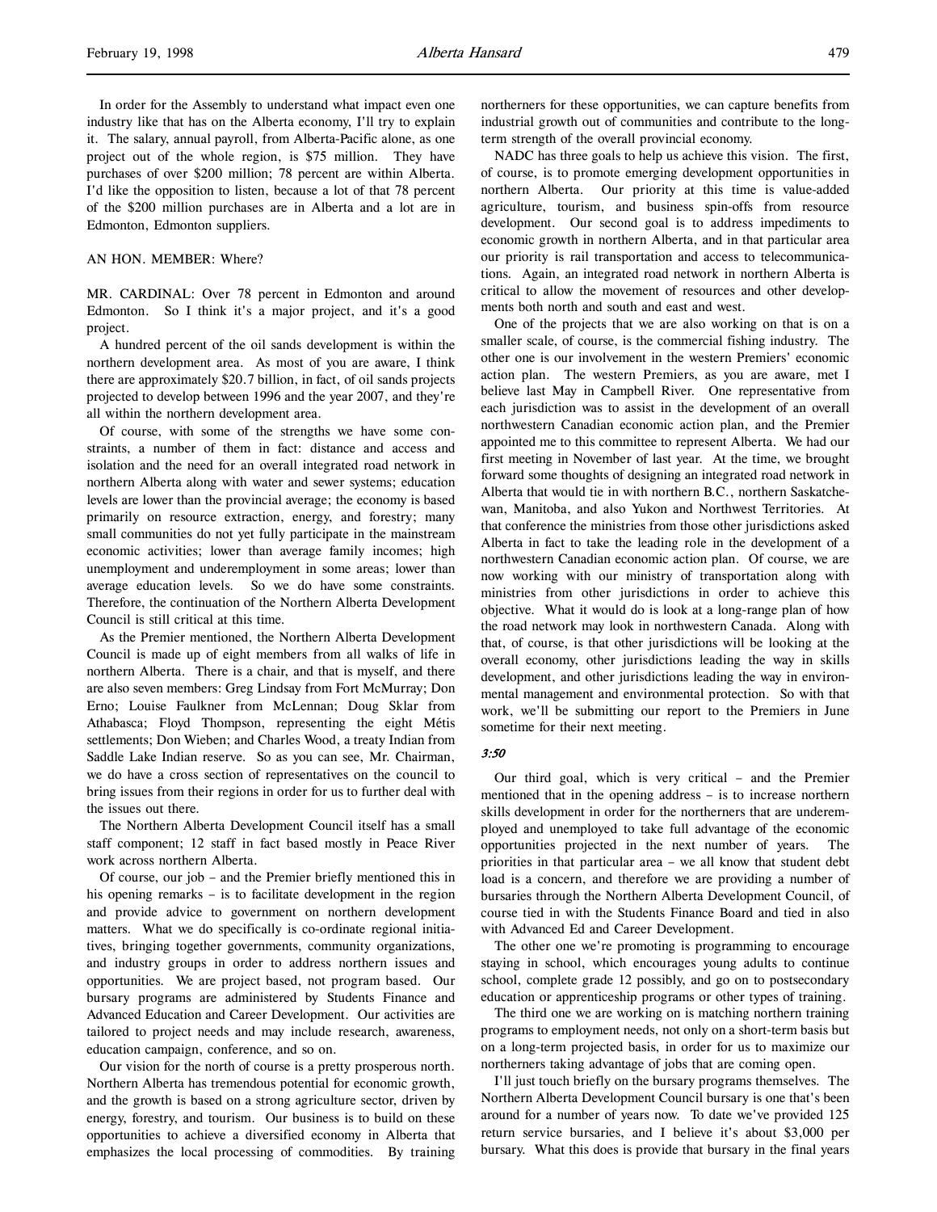In order for the Assembly to understand what impact even one industry like that has on the Alberta economy, I'll try to explain it. The salary, annual payroll, from Alberta-Pacific alone, as one project out of the whole region, is $75 million. They have purchases of over $200 million; 78 percent are within Alberta. I'd like the opposition to listen, because a lot of that 78 percent of the $200 million purchases are in Alberta and a lot are in Edmonton, Edmonton suppliers.

AN HON. MEMBER: Where?

MR. CARDINAL: Over 78 percent in Edmonton and around Edmonton. So I think it's a major project, and it's a good project.

A hundred percent of the oil sands development is within the northern development area. As most of you are aware, I think there are approximately $20.7 billion, in fact, of oil sands projects projected to develop between 1996 and the year 2007, and they're all within the northern development area.

Of course, with some of the strengths we have some constraints, a number of them in fact: distance and access and isolation and the need for an overall integrated road network in northern Alberta along with water and sewer systems; education levels are lower than the provincial average; the economy is based primarily on resource extraction, energy, and forestry; many small communities do not yet fully participate in the mainstream economic activities; lower than average family incomes; high unemployment and underemployment in some areas; lower than average education levels. So we do have some constraints. Therefore, the continuation of the Northern Alberta Development Council is still critical at this time.

As the Premier mentioned, the Northern Alberta Development Council is made up of eight members from all walks of life in northern Alberta. There is a chair, and that is myself, and there are also seven members: Greg Lindsay from Fort McMurray; Don Erno; Louise Faulkner from McLennan; Doug Sklar from Athabasca; Floyd Thompson, representing the eight Métis settlements; Don Wieben; and Charles Wood, a treaty Indian from Saddle Lake Indian reserve. So as you can see, Mr. Chairman, we do have a cross section of representatives on the council to bring issues from their regions in order for us to further deal with the issues out there.

The Northern Alberta Development Council itself has a small staff component; 12 staff in fact based mostly in Peace River work across northern Alberta.

Of course, our job – and the Premier briefly mentioned this in his opening remarks – is to facilitate development in the region and provide advice to government on northern development matters. What we do specifically is co-ordinate regional initiatives, bringing together governments, community organizations, and industry groups in order to address northern issues and opportunities. We are project based, not program based. Our bursary programs are administered by Students Finance and Advanced Education and Career Development. Our activities are tailored to project needs and may include research, awareness, education campaign, conference, and so on.

Our vision for the north of course is a pretty prosperous north. Northern Alberta has tremendous potential for economic growth, and the growth is based on a strong agriculture sector, driven by energy, forestry, and tourism. Our business is to build on these opportunities to achieve a diversified economy in Alberta that emphasizes the local processing of commodities. By training northerners for these opportunities, we can capture benefits from industrial growth out of communities and contribute to the long-term strength of the overall provincial economy.

NADC has three goals to help us achieve this vision. The first, of course, is to promote emerging development opportunities in northern Alberta. Our priority at this time is value-added agriculture, tourism, and business spin-offs from resource development. Our second goal is to address impediments to economic growth in northern Alberta, and in that particular area our priority is rail transportation and access to telecommunications. Again, an integrated road network in northern Alberta is critical to allow the movement of resources and other developments both north and south and east and west.

One of the projects that we are also working on that is on a smaller scale, of course, is the commercial fishing industry. The other one is our involvement in the western Premiers' economic action plan. The western Premiers, as you are aware, met I believe last May in Campbell River. One representative from each jurisdiction was to assist in the development of an overall northwestern Canadian economic action plan, and the Premier appointed me to this committee to represent Alberta. We had our first meeting in November of last year. At the time, we brought forward some thoughts of designing an integrated road network in Alberta that would tie in with northern B.C., northern Saskatchewan, Manitoba, and also Yukon and Northwest Territories. At that conference the ministries from those other jurisdictions asked Alberta in fact to take the leading role in the development of a northwestern Canadian economic action plan. Of course, we are now working with our ministry of transportation along with ministries from other jurisdictions in order to achieve this objective. What it would do is look at a long-range plan of how the road network may look in northwestern Canada. Along with that, of course, is that other jurisdictions will be looking at the overall economy, other jurisdictions leading the way in skills development, and other jurisdictions leading the way in environmental management and environmental protection. So with that work, we'll be submitting our report to the Premiers in June sometime for their next meeting.

*3:50*

Our third goal, which is very critical – and the Premier mentioned that in the opening address – is to increase northern skills development in order for the northerners that are underemployed and unemployed to take full advantage of the economic opportunities projected in the next number of years. The priorities in that particular area – we all know that student debt load is a concern, and therefore we are providing a number of bursaries through the Northern Alberta Development Council, of course tied in with the Students Finance Board and tied in also with Advanced Ed and Career Development.

The other one we're promoting is programming to encourage staying in school, which encourages young adults to continue school, complete grade 12 possibly, and go on to postsecondary education or apprenticeship programs or other types of training.

The third one we are working on is matching northern training programs to employment needs, not only on a short-term basis but on a long-term projected basis, in order for us to maximize our northerners taking advantage of jobs that are coming open.

I'll just touch briefly on the bursary programs themselves. The Northern Alberta Development Council bursary is one that's been around for a number of years now. To date we've provided 125 return service bursaries, and I believe it's about $3,000 per bursary. What this does is provide that bursary in the final years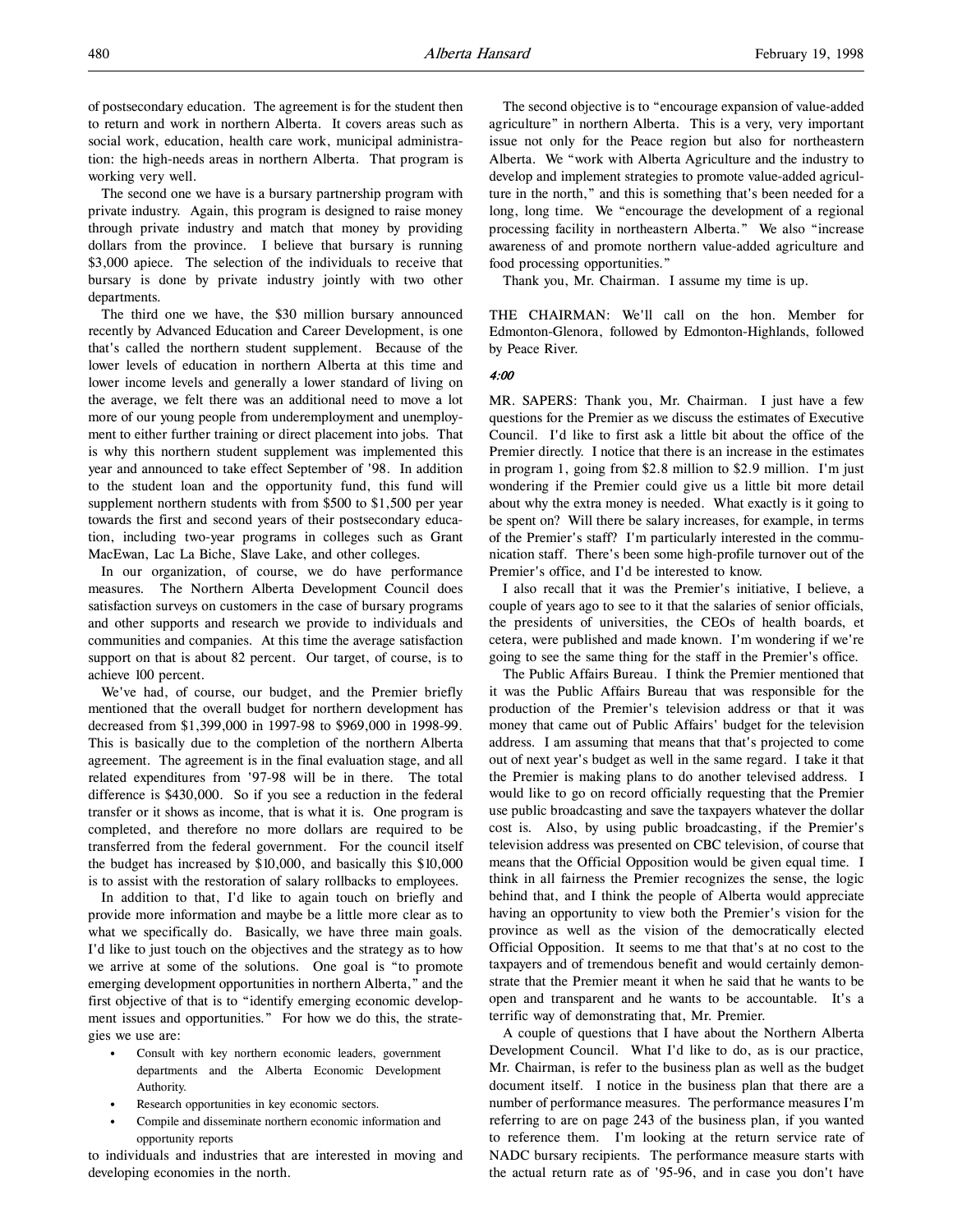of postsecondary education. The agreement is for the student then to return and work in northern Alberta. It covers areas such as social work, education, health care work, municipal administration: the high-needs areas in northern Alberta. That program is working very well.

The second one we have is a bursary partnership program with private industry. Again, this program is designed to raise money through private industry and match that money by providing dollars from the province. I believe that bursary is running $3,000 apiece. The selection of the individuals to receive that bursary is done by private industry jointly with two other departments.

The third one we have, the $30 million bursary announced recently by Advanced Education and Career Development, is one that's called the northern student supplement. Because of the lower levels of education in northern Alberta at this time and lower income levels and generally a lower standard of living on the average, we felt there was an additional need to move a lot more of our young people from underemployment and unemployment to either further training or direct placement into jobs. That is why this northern student supplement was implemented this year and announced to take effect September of '98. In addition to the student loan and the opportunity fund, this fund will supplement northern students with from $500 to $1,500 per year towards the first and second years of their postsecondary education, including two-year programs in colleges such as Grant MacEwan, Lac La Biche, Slave Lake, and other colleges.

In our organization, of course, we do have performance measures. The Northern Alberta Development Council does satisfaction surveys on customers in the case of bursary programs and other supports and research we provide to individuals and communities and companies. At this time the average satisfaction support on that is about 82 percent. Our target, of course, is to achieve 100 percent.

We've had, of course, our budget, and the Premier briefly mentioned that the overall budget for northern development has decreased from $1,399,000 in 1997-98 to $969,000 in 1998-99. This is basically due to the completion of the northern Alberta agreement. The agreement is in the final evaluation stage, and all related expenditures from '97-98 will be in there. The total difference is $430,000. So if you see a reduction in the federal transfer or it shows as income, that is what it is. One program is completed, and therefore no more dollars are required to be transferred from the federal government. For the council itself the budget has increased by $10,000, and basically this $10,000 is to assist with the restoration of salary rollbacks to employees.

In addition to that, I'd like to again touch on briefly and provide more information and maybe be a little more clear as to what we specifically do. Basically, we have three main goals. I'd like to just touch on the objectives and the strategy as to how we arrive at some of the solutions. One goal is "to promote emerging development opportunities in northern Alberta," and the first objective of that is to "identify emerging economic development issues and opportunities." For how we do this, the strategies we use are:

- Consult with key northern economic leaders, government departments and the Alberta Economic Development Authority.
- Research opportunities in key economic sectors.
- Compile and disseminate northern economic information and opportunity reports

to individuals and industries that are interested in moving and developing economies in the north.

The second objective is to "encourage expansion of value-added agriculture" in northern Alberta. This is a very, very important issue not only for the Peace region but also for northeastern Alberta. We "work with Alberta Agriculture and the industry to develop and implement strategies to promote value-added agriculture in the north," and this is something that's been needed for a long, long time. We "encourage the development of a regional processing facility in northeastern Alberta." We also "increase awareness of and promote northern value-added agriculture and food processing opportunities."

Thank you, Mr. Chairman. I assume my time is up.

THE CHAIRMAN: We'll call on the hon. Member for Edmonton-Glenora, followed by Edmonton-Highlands, followed by Peace River.

*4:00*

MR. SAPERS: Thank you, Mr. Chairman. I just have a few questions for the Premier as we discuss the estimates of Executive Council. I'd like to first ask a little bit about the office of the Premier directly. I notice that there is an increase in the estimates in program 1, going from $2.8 million to $2.9 million. I'm just wondering if the Premier could give us a little bit more detail about why the extra money is needed. What exactly is it going to be spent on? Will there be salary increases, for example, in terms of the Premier's staff? I'm particularly interested in the communication staff. There's been some high-profile turnover out of the Premier's office, and I'd be interested to know.

I also recall that it was the Premier's initiative, I believe, a couple of years ago to see to it that the salaries of senior officials, the presidents of universities, the CEOs of health boards, et cetera, were published and made known. I'm wondering if we're going to see the same thing for the staff in the Premier's office.

The Public Affairs Bureau. I think the Premier mentioned that it was the Public Affairs Bureau that was responsible for the production of the Premier's television address or that it was money that came out of Public Affairs' budget for the television address. I am assuming that means that that's projected to come out of next year's budget as well in the same regard. I take it that the Premier is making plans to do another televised address. I would like to go on record officially requesting that the Premier use public broadcasting and save the taxpayers whatever the dollar cost is. Also, by using public broadcasting, if the Premier's television address was presented on CBC television, of course that means that the Official Opposition would be given equal time. I think in all fairness the Premier recognizes the sense, the logic behind that, and I think the people of Alberta would appreciate having an opportunity to view both the Premier's vision for the province as well as the vision of the democratically elected Official Opposition. It seems to me that that's at no cost to the taxpayers and of tremendous benefit and would certainly demonstrate that the Premier meant it when he said that he wants to be open and transparent and he wants to be accountable. It's a terrific way of demonstrating that, Mr. Premier.

A couple of questions that I have about the Northern Alberta Development Council. What I'd like to do, as is our practice, Mr. Chairman, is refer to the business plan as well as the budget document itself. I notice in the business plan that there are a number of performance measures. The performance measures I'm referring to are on page 243 of the business plan, if you wanted to reference them. I'm looking at the return service rate of NADC bursary recipients. The performance measure starts with the actual return rate as of '95-96, and in case you don't have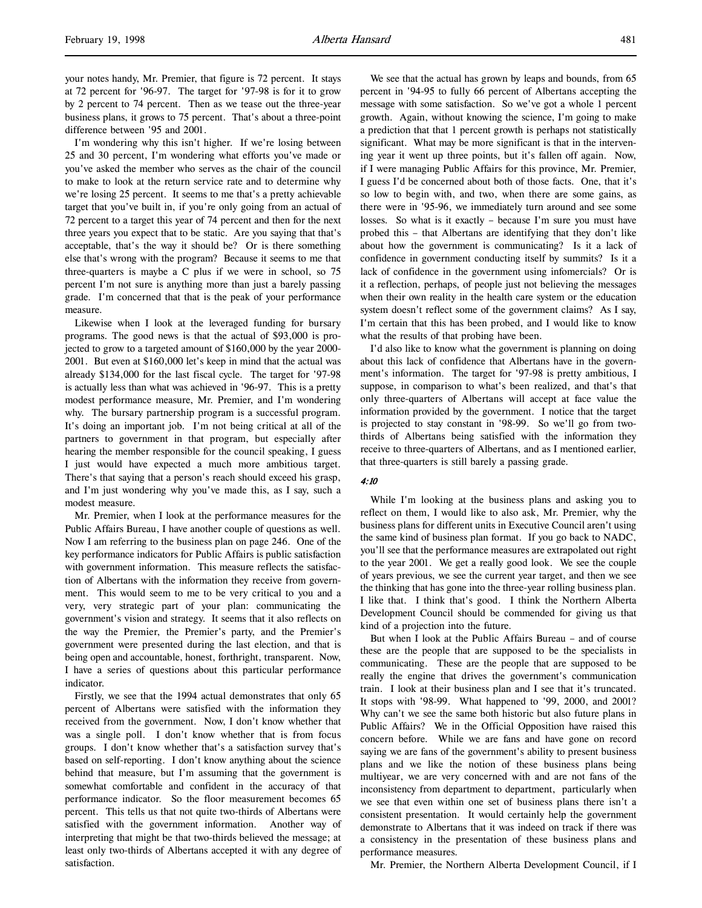your notes handy, Mr. Premier, that figure is 72 percent. It stays at 72 percent for '96-97. The target for '97-98 is for it to grow by 2 percent to 74 percent. Then as we tease out the three-year business plans, it grows to 75 percent. That's about a three-point difference between '95 and 2001.

I'm wondering why this isn't higher. If we're losing between 25 and 30 percent, I'm wondering what efforts you've made or you've asked the member who serves as the chair of the council to make to look at the return service rate and to determine why we're losing 25 percent. It seems to me that's a pretty achievable target that you've built in, if you're only going from an actual of 72 percent to a target this year of 74 percent and then for the next three years you expect that to be static. Are you saying that that's acceptable, that's the way it should be? Or is there something else that's wrong with the program? Because it seems to me that three-quarters is maybe a C plus if we were in school, so 75 percent I'm not sure is anything more than just a barely passing grade. I'm concerned that that is the peak of your performance measure.

Likewise when I look at the leveraged funding for bursary programs. The good news is that the actual of $93,000 is projected to grow to a targeted amount of $160,000 by the year 2000-2001. But even at $160,000 let's keep in mind that the actual was already $134,000 for the last fiscal cycle. The target for '97-98 is actually less than what was achieved in '96-97. This is a pretty modest performance measure, Mr. Premier, and I'm wondering why. The bursary partnership program is a successful program. It's doing an important job. I'm not being critical at all of the partners to government in that program, but especially after hearing the member responsible for the council speaking, I guess I just would have expected a much more ambitious target. There's that saying that a person's reach should exceed his grasp, and I'm just wondering why you've made this, as I say, such a modest measure.

Mr. Premier, when I look at the performance measures for the Public Affairs Bureau, I have another couple of questions as well. Now I am referring to the business plan on page 246. One of the key performance indicators for Public Affairs is public satisfaction with government information. This measure reflects the satisfaction of Albertans with the information they receive from government. This would seem to me to be very critical to you and a very, very strategic part of your plan: communicating the government's vision and strategy. It seems that it also reflects on the way the Premier, the Premier's party, and the Premier's government were presented during the last election, and that is being open and accountable, honest, forthright, transparent. Now, I have a series of questions about this particular performance indicator.

Firstly, we see that the 1994 actual demonstrates that only 65 percent of Albertans were satisfied with the information they received from the government. Now, I don't know whether that was a single poll. I don't know whether that is from focus groups. I don't know whether that's a satisfaction survey that's based on self-reporting. I don't know anything about the science behind that measure, but I'm assuming that the government is somewhat comfortable and confident in the accuracy of that performance indicator. So the floor measurement becomes 65 percent. This tells us that not quite two-thirds of Albertans were satisfied with the government information. Another way of interpreting that might be that two-thirds believed the message; at least only two-thirds of Albertans accepted it with any degree of satisfaction.

We see that the actual has grown by leaps and bounds, from 65 percent in '94-95 to fully 66 percent of Albertans accepting the message with some satisfaction. So we've got a whole 1 percent growth. Again, without knowing the science, I'm going to make a prediction that that 1 percent growth is perhaps not statistically significant. What may be more significant is that in the intervening year it went up three points, but it's fallen off again. Now, if I were managing Public Affairs for this province, Mr. Premier, I guess I'd be concerned about both of those facts. One, that it's so low to begin with, and two, when there are some gains, as there were in '95-96, we immediately turn around and there are some losses. So what is it exactly – because I'm sure you must have probed this – that Albertans are identifying that they don't like about how the government is communicating? Is it a lack of confidence in government conducting itself by summits? Is it a lack of confidence in the government using infomercials? Or is it a reflection, perhaps, of people just not believing the messages when their own reality in the health care system or the education system doesn't reflect some of the government claims? As I say, I'm certain that this has been probed, and I would like to know what the results of that probing have been.

I'd also like to know what the government is planning on doing about this lack of confidence that Albertans have in the government's information. The target for '97-98 is pretty ambitious, I suppose, in comparison to what's been realized, and that's that only three-quarters of Albertans will accept at face value the information provided by the government. I notice that the target is projected to stay constant in '98-99. So we'll go from two-thirds of Albertans being satisfied with the information they receive to three-quarters of Albertans, and as I mentioned earlier, that three-quarters is still barely a passing grade.

*4:10*

While I'm looking at the business plans and asking you to reflect on them, I would like to also ask, Mr. Premier, why the business plans for different units in Executive Council aren't using the same kind of business plan format. If you go back to NADC, you'll see that the performance measures are extrapolated out right to the year 2001. We get a really good look. We see the couple of years previous, we see the current year target, and then we see the thinking that has gone into the three-year rolling business plan. I like that. I think that's good. I think the Northern Alberta Development Council should be commended for giving us that kind of a projection into the future.

But when I look at the Public Affairs Bureau – and of course these are the people that are supposed to be the specialists in communicating. These are the people that are supposed to be really the engine that drives the government's communication train. I look at their business plan and I see that it's truncated. It stops with '98-99. What happened to '99, 2000, and 2001? Why can't we see the same both historic but also future plans in Public Affairs? We in the Official Opposition have raised this concern before. While we are fans and have gone on record saying we are fans of the government's ability to present business plans and we like the notion of these business plans being multiyear, we are very concerned with and are not fans of the inconsistency from department to department, particularly when we see that even within one set of business plans there isn't a consistent presentation. It would certainly help the government demonstrate to Albertans that it was indeed on track if there was a consistency in the presentation of these business plans and performance measures.

Mr. Premier, the Northern Alberta Development Council, if I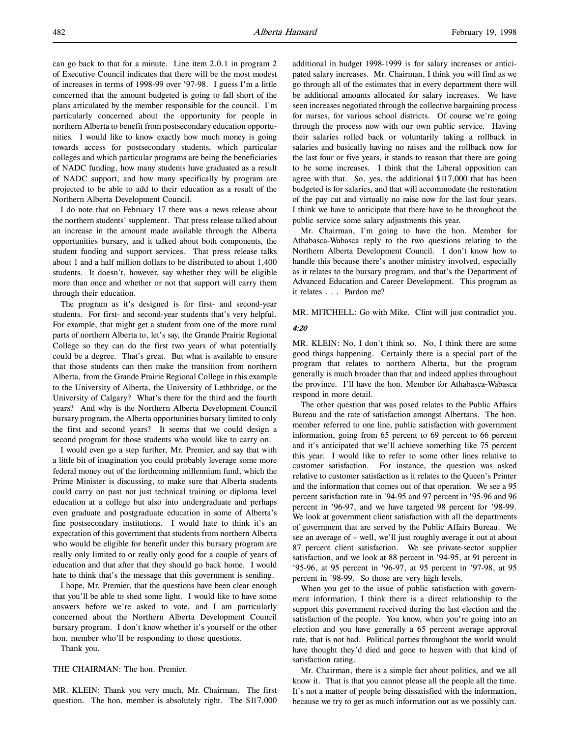can go back to that for a minute. Line item 2.0.1 in program 2 of Executive Council indicates that there will be the most modest of increases in terms of 1998-99 over '97-98. I guess I'm a little concerned that the amount budgeted is going to fall short of the plans articulated by the member responsible for the council. I'm particularly concerned about the opportunity for people in northern Alberta to benefit from postsecondary education opportunities. I would like to know exactly how much money is going towards access for postsecondary students, which particular colleges and which particular programs are being the beneficiaries of NADC funding, how many students have graduated as a result of NADC support, and how many specifically by program are projected to be able to add to their education as a result of the Northern Alberta Development Council.

I do note that on February 17 there was a news release about the northern students' supplement. That press release talked about an increase in the amount made available through the Alberta opportunities bursary, and it talked about both components, the student funding and support services. That press release talks about 1 and a half million dollars to be distributed to about 1,400 students. It doesn't, however, say whether they will be eligible more than once and whether or not that support will carry them through their education.

The program as it's designed is for first- and second-year students. For first- and second-year students that's very helpful. For example, that might get a student from one of the more rural parts of northern Alberta to, let's say, the Grande Prairie Regional College so they can do the first two years of what potentially could be a degree. That's great. But what is available to ensure that those students can then make the transition from northern Alberta, from the Grande Prairie Regional College in this example to the University of Alberta, the University of Lethbridge, or the University of Calgary? What's there for the third and the fourth years? And why is the Northern Alberta Development Council bursary program, the Alberta opportunities bursary limited to only the first and second years? It seems that we could design a second program for those students who would like to carry on.

I would even go a step further, Mr. Premier, and say that with a little bit of imagination you could probably leverage some more federal money out of the forthcoming millennium fund, which the Prime Minister is discussing, to make sure that Alberta students could carry on past not just technical training or diploma level education at a college but also into undergraduate and perhaps even graduate and postgraduate education in some of Alberta's fine postsecondary institutions. I would hate to think it's an expectation of this government that students from northern Alberta who would be eligible for benefit under this bursary program are really only limited to or really only good for a couple of years of education and that after that they should go back home. I would hate to think that's the message that this government is sending.

I hope, Mr. Premier, that the questions have been clear enough that you'll be able to shed some light. I would like to have some answers before we're asked to vote, and I am particularly concerned about the Northern Alberta Development Council bursary program. I don't know whether it's yourself or the other hon. member who'll be responding to those questions.

Thank you.

THE CHAIRMAN: The hon. Premier.

MR. KLEIN: Thank you very much, Mr. Chairman. The first question. The hon. member is absolutely right. The $117,000 additional in budget 1998-1999 is for salary increases or anticipated salary increases. Mr. Chairman, I think you will find as we go through all of the estimates that in every department there will be additional amounts allocated for salary increases. We have seen increases negotiated through the collective bargaining process for nurses, for various school districts. Of course we're going through the process now with our own public service. Having their salaries rolled back or voluntarily taking a rollback in salaries and basically having no raises and the rollback now for the last four or five years, it stands to reason that there are going to be some increases. I think that the Liberal opposition can agree with that. So, yes, the additional $117,000 that has been budgeted is for salaries, and that will accommodate the restoration of the pay cut and virtually no raise now for the last four years. I think we have to anticipate that there have to be throughout the public service some salary adjustments this year.

Mr. Chairman, I'm going to have the hon. Member for Athabasca-Wabasca reply to the two questions relating to the Northern Alberta Development Council. I don't know how to handle this because there's another ministry involved, especially as it relates to the bursary program, and that's the Department of Advanced Education and Career Development. This program as it relates . . . Pardon me?

MR. MITCHELL: Go with Mike. Clint will just contradict you.

*4:20*

MR. KLEIN: No, I don't think so. No, I think there are some good things happening. Certainly there is a special part of the program that relates to northern Alberta, but the program generally is much broader than that and indeed applies throughout the province. I'll have the hon. Member for Athabasca-Wabasca respond in more detail.

The other question that was posed relates to the Public Affairs Bureau and the rate of satisfaction amongst Albertans. The hon. member referred to one line, public satisfaction with government information, going from 65 percent to 69 percent to 66 percent and it's anticipated that we'll achieve something like 75 percent this year. I would like to refer to some other lines relative to customer satisfaction. For instance, the question was asked relative to customer satisfaction as it relates to the Queen's Printer and the information that comes out of that operation. We see a 95 percent satisfaction rate in '94-95 and 97 percent in '95-96 and 96 percent in '96-97, and we have targeted 98 percent for '98-99. We look at government client satisfaction with all the departments of government that are served by the Public Affairs Bureau. We see an average of – well, we'll just roughly average it out at about 87 percent client satisfaction. We see private-sector supplier satisfaction, and we look at 88 percent in '94-95, at 91 percent in '95-96, at 95 percent in '96-97, at 95 percent in '97-98, at 95 percent in '98-99. So those are very high levels.

When you get to the issue of public satisfaction with government information, I think there is a direct relationship to the support this government received during the last election and the satisfaction of the people. You know, when you're going into an election and you have generally a 65 percent average approval rate, that is not bad. Political parties throughout the world would have thought they'd died and gone to heaven with that kind of satisfaction rating.

Mr. Chairman, there is a simple fact about politics, and we all know it. That is that you cannot please all the people all the time. It's not a matter of people being dissatisfied with the information, because we try to get as much information out as we possibly can.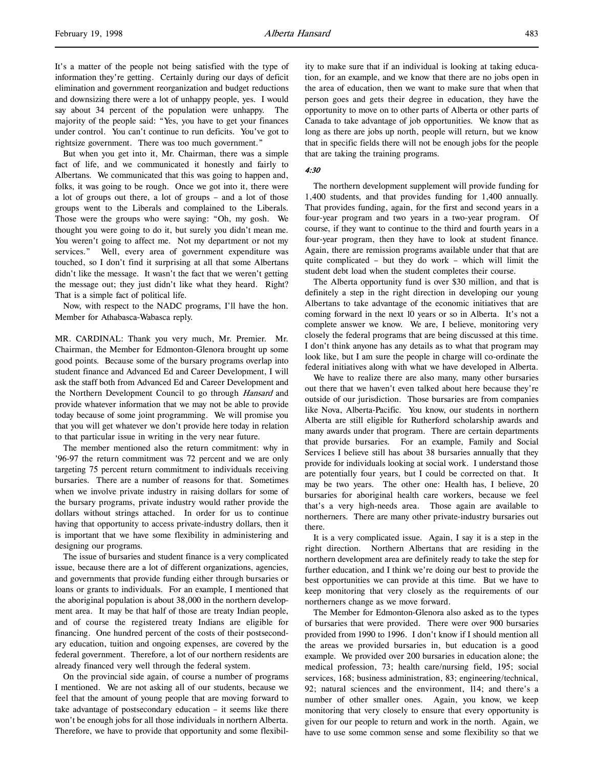It's a matter of the people not being satisfied with the type of information they're getting. Certainly during our days of deficit elimination and government reorganization and budget reductions and downsizing there were a lot of unhappy people, yes. I would say about 34 percent of the population were unhappy. The majority of the people said: "Yes, you have to get your finances under control. You can't continue to run deficits. You've got to rightsize government. There was too much government."

But when you get into it, Mr. Chairman, there was a simple fact of life, and we communicated it honestly and fairly to Albertans. We communicated that this was going to happen and, folks, it was going to be rough. Once we got into it, there were a lot of groups out there, a lot of groups – and a lot of those groups went to the Liberals and complained to the Liberals. Those were the groups who were saying: "Oh, my gosh. We thought you were going to do it, but surely you didn't mean me. You weren't going to affect me. Not my department or not my services." Well, every area of government expenditure was touched, so I don't find it surprising at all that some Albertans didn't like the message. It wasn't the fact that we weren't getting the message out; they just didn't like what they heard. Right? That is a simple fact of political life.

Now, with respect to the NADC programs, I'll have the hon. Member for Athabasca-Wabasca reply.

MR. CARDINAL: Thank you very much, Mr. Premier. Mr. Chairman, the Member for Edmonton-Glenora brought up some good points. Because some of the bursary programs overlap into student finance and Advanced Ed and Career Development, I will ask the staff both from Advanced Ed and Career Development and the Northern Development Council to go through *Hansard* and provide whatever information that we may not be able to provide today because of some joint programming. We will promise you that you will get whatever we don't provide here today in relation to that particular issue in writing in the very near future.

The member mentioned also the return commitment: why in '96-97 the return commitment was 72 percent and we are only targeting 75 percent return commitment to individuals receiving bursaries. There are a number of reasons for that. Sometimes when we involve private industry in raising dollars for some of the bursary programs, private industry would rather provide the dollars without strings attached. In order for us to continue having that opportunity to access private-industry dollars, then it is important that we have some flexibility in administering and designing our programs.

The issue of bursaries and student finance is a very complicated issue, because there are a lot of different organizations, agencies, and governments that provide funding either through bursaries or loans or grants to individuals. For an example, I mentioned that the aboriginal population is about 38,000 in the northern development area. It may be that half of those are treaty Indian people, and of course the registered treaty Indians are eligible for financing. One hundred percent of the costs of their postsecondary education, tuition and ongoing expenses, are covered by the federal government. Therefore, a lot of our northern residents are already financed very well through the federal system.

On the provincial side again, of course a number of programs I mentioned. We are not asking all of our students, because we feel that the amount of young people that are moving forward to take advantage of postsecondary education – it seems like there won't be enough jobs for all those individuals in northern Alberta. Therefore, we have to provide that opportunity and some flexibility to make sure that if an individual is looking at taking education, for an example, and we know that there are no jobs open in the area of education, then we want to make sure that when that person goes and gets their degree in education, they have the opportunity to move on to other parts of Alberta or other parts of Canada to take advantage of job opportunities. We know that as long as there are jobs up north, people will return, but we know that in specific fields there will not be enough jobs for the people that are taking the training programs.

*4:30*

The northern development supplement will provide funding for 1,400 students, and that provides funding for 1,400 annually. That provides funding, again, for the first and second years in a four-year program and two years in a two-year program. Of course, if they want to continue to the third and fourth years in a four-year program, then they have to look at student finance. Again, there are remission programs available under that that are quite complicated – but they do work – which will limit the student debt load when the student completes their course.

The Alberta opportunity fund is over $30 million, and that is definitely a step in the right direction in developing our young Albertans to take advantage of the economic initiatives that are coming forward in the next 10 years or so in Alberta. It's not a complete answer we know. We are, I believe, monitoring very closely the federal programs that are being discussed at this time. I don't think anyone has any details as to what that program may look like, but I am sure the people in charge will co-ordinate the federal initiatives along with what we have developed in Alberta.

We have to realize there are also many, many other bursaries out there that we haven't even talked about here because they're outside of our jurisdiction. Those bursaries are from companies like Nova, Alberta-Pacific. You know, our students in northern Alberta are still eligible for Rutherford scholarship awards and many awards under that program. There are certain departments that provide bursaries. For an example, Family and Social Services I believe still has about 38 bursaries annually that they provide for individuals looking at social work. I understand those are potentially four years, but I could be corrected on that. It may be two years. The other one: Health has, I believe, 20 bursaries for aboriginal health care workers, because we feel that's a very high-needs area. Those again are available to northerners. There are many other private-industry bursaries out there.

It is a very complicated issue. Again, I say it is a step in the right direction. Northern Albertans that are residing in the northern development area are definitely ready to take the step for further education, and I think we're doing our best to provide the best opportunities we can provide at this time. But we have to keep monitoring that very closely as the requirements of our northerners change as we move forward.

The Member for Edmonton-Glenora also asked as to the types of bursaries that were provided. There were over 900 bursaries provided from 1990 to 1996. I don't know if I should mention all the areas we provided bursaries in, but education is a good example. We provided over 200 bursaries in education alone; the medical profession, 73; health care/nursing field, 195; social services, 168; business administration, 83; engineering/technical, 92; natural sciences and the environment, 114; and there's a number of other smaller ones. Again, you know, we keep monitoring that very closely to ensure that every opportunity is given for our people to return and work in the north. Again, we have to use some common sense and some flexibility so that we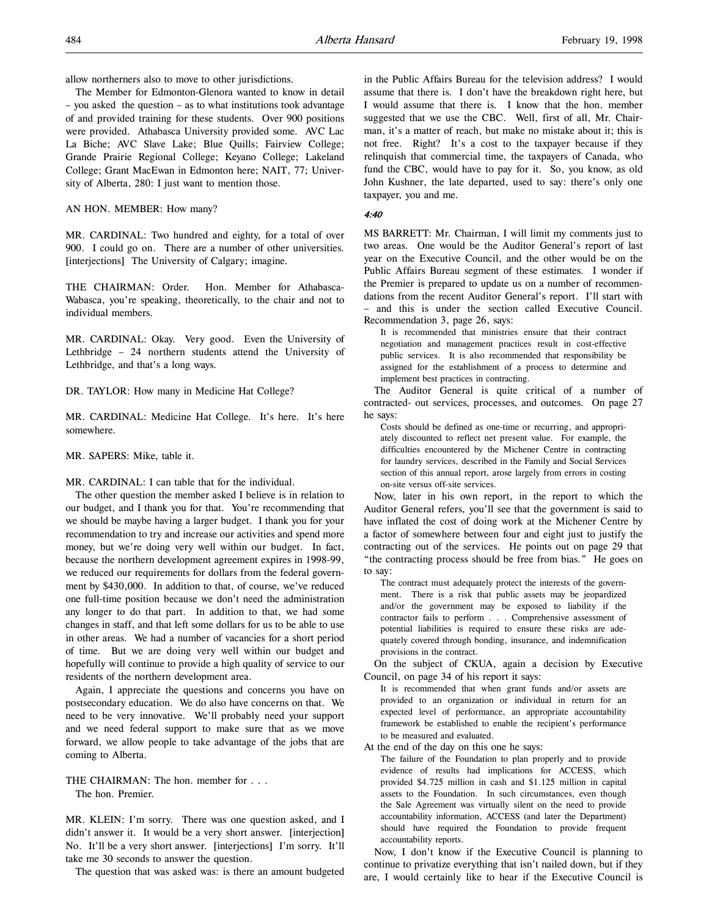allow northerners also to move to other jurisdictions.

The Member for Edmonton-Glenora wanted to know in detail – you asked the question – as to what institutions took advantage of and provided training for these students. Over 900 positions were provided. Athabasca University provided some. AVC Lac La Biche; AVC Slave Lake; Blue Quills; Fairview College; Grande Prairie Regional College; Keyano College; Lakeland College; Grant MacEwan in Edmonton here; NAIT, 77; University of Alberta, 280: I just want to mention those.

AN HON. MEMBER: How many?

MR. CARDINAL: Two hundred and eighty, for a total of over 900. I could go on. There are a number of other universities. [interjections] The University of Calgary; imagine.

THE CHAIRMAN: Order. Hon. Member for Athabasca-Wabasca, you're speaking, theoretically, to the chair and not to individual members.

MR. CARDINAL: Okay. Very good. Even the University of Lethbridge – 24 northern students attend the University of Lethbridge, and that's a long ways.

DR. TAYLOR: How many in Medicine Hat College?

MR. CARDINAL: Medicine Hat College. It's here. It's here somewhere.

MR. SAPERS: Mike, table it.

MR. CARDINAL: I can table that for the individual.

The other question the member asked I believe is in relation to our budget, and I thank you for that. You're recommending that we should be maybe having a larger budget. I thank you for your recommendation to try and increase our activities and spend more money, but we're doing very well within our budget. In fact, because the northern development agreement expires in 1998-99, we reduced our requirements for dollars from the federal government by $430,000. In addition to that, of course, we've reduced one full-time position because we don't need the administration any longer to do that part. In addition to that, we had some changes in staff, and that left some dollars for us to be able to use in other areas. We had a number of vacancies for a short period of time. But we are doing very well within our budget and hopefully will continue to provide a high quality of service to our residents of the northern development area.

Again, I appreciate the questions and concerns you have on postsecondary education. We do also have concerns on that. We need to be very innovative. We'll probably need your support and we need federal support to make sure that as we move forward, we allow people to take advantage of the jobs that are coming to Alberta.

THE CHAIRMAN: The hon. member for . . .
The hon. Premier.

MR. KLEIN: I'm sorry. There was one question asked, and I didn't answer it. It would be a very short answer. [interjection] No. It'll be a very short answer. [interjections] I'm sorry. It'll take me 30 seconds to answer the question.

The question that was asked was: is there an amount budgeted in the Public Affairs Bureau for the television address? I would assume that there is. I don't have the breakdown right here, but I would assume that there is. I know that the hon. member suggested that we use the CBC. Well, first of all, Mr. Chairman, it's a matter of reach, but make no mistake about it; this is not free. Right? It's a cost to the taxpayer because if they relinquish that commercial time, the taxpayers of Canada, who fund the CBC, would have to pay for it. So, you know, as old John Kushner, the late departed, used to say: there's only one taxpayer, you and me.

***4:40***

MS BARRETT: Mr. Chairman, I will limit my comments just to two areas. One would be the Auditor General's report of last year on the Executive Council, and the other would be on the Public Affairs Bureau segment of these estimates. I wonder if the Premier is prepared to update us on a number of recommendations from the recent Auditor General's report. I'll start with – and this is under the section called Executive Council. Recommendation 3, page 26, says:

> It is recommended that ministries ensure that their contract negotiation and management practices result in cost-effective public services. It is also recommended that responsibility be assigned for the establishment of a process to determine and implement best practices in contracting.

The Auditor General is quite critical of a number of contracted- out services, processes, and outcomes. On page 27 he says:

> Costs should be defined as one-time or recurring, and appropriately discounted to reflect net present value. For example, the difficulties encountered by the Michener Centre in contracting for laundry services, described in the Family and Social Services section of this annual report, arose largely from errors in costing on-site versus off-site services.

Now, later in his own report, in the report to which the Auditor General refers, you'll see that the government is said to have inflated the cost of doing work at the Michener Centre by a factor of somewhere between four and eight just to justify the contracting out of the services. He points out on page 29 that "the contracting process should be free from bias." He goes on to say:

> The contract must adequately protect the interests of the government. There is a risk that public assets may be jeopardized and/or the government may be exposed to liability if the contractor fails to perform . . . Comprehensive assessment of potential liabilities is required to ensure these risks are adequately covered through bonding, insurance, and indemnification provisions in the contract.

On the subject of CKUA, again a decision by Executive Council, on page 34 of his report it says:

> It is recommended that when grant funds and/or assets are provided to an organization or individual in return for an expected level of performance, an appropriate accountability framework be established to enable the recipient's performance to be measured and evaluated.

At the end of the day on this one he says:

> The failure of the Foundation to plan properly and to provide evidence of results had implications for ACCESS, which provided $4.725 million in cash and $1.125 million in capital assets to the Foundation. In such circumstances, even though the Sale Agreement was virtually silent on the need to provide accountability information, ACCESS (and later the Department) should have required the Foundation to provide frequent accountability reports.

Now, I don't know if the Executive Council is planning to continue to privatize everything that isn't nailed down, but if they are, I would certainly like to hear if the Executive Council is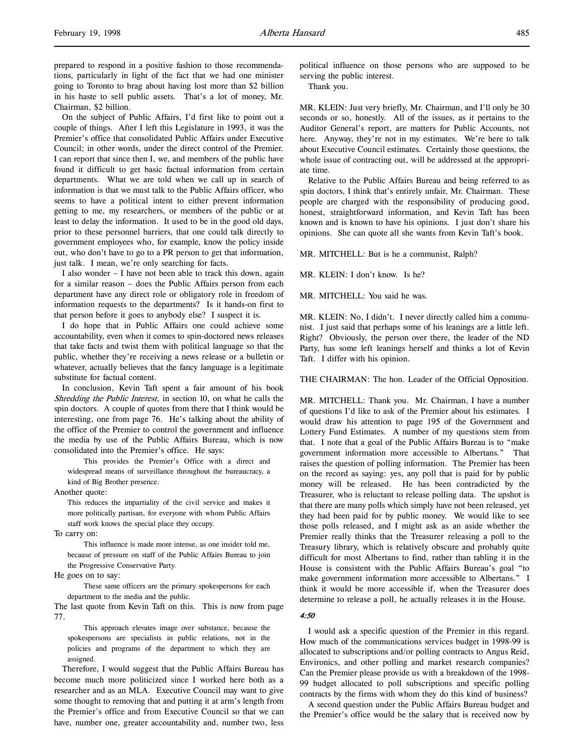prepared to respond in a positive fashion to those recommendations, particularly in light of the fact that we had one minister going to Toronto to brag about having lost more than $2 billion in his haste to sell public assets. That's a lot of money, Mr. Chairman, $2 billion.

On the subject of Public Affairs, I'd first like to point out a couple of things. After I left this Legislature in 1993, it was the Premier's office that consolidated Public Affairs under Executive Council; in other words, under the direct control of the Premier. I can report that since then I, we, and members of the public have found it difficult to get basic factual information from certain departments. What we are told when we call up in search of information is that we must talk to the Public Affairs officer, who seems to have a political intent to either prevent information getting to me, my researchers, or members of the public or at least to delay the information. It used to be in the good old days, prior to these personnel barriers, that one could talk directly to government employees who, for example, know the policy inside out, who don't have to go to a PR person to get that information, just talk. I mean, we're only searching for facts.

I also wonder – I have not been able to track this down, again for a similar reason – does the Public Affairs person from each department have any direct role or obligatory role in freedom of information requests to the departments? Is it hands-on first to that person before it goes to anybody else? I suspect it is.

I do hope that in Public Affairs one could achieve some accountability, even when it comes to spin-doctored news releases that take facts and twist them with political language so that the public, whether they're receiving a news release or a bulletin or whatever, actually believes that the fancy language is a legitimate substitute for factual content.

In conclusion, Kevin Taft spent a fair amount of his book *Shredding the Public Interest*, in section 10, on what he calls the spin doctors. A couple of quotes from there that I think would be interesting, one from page 76. He's talking about the ability of the office of the Premier to control the government and influence the media by use of the Public Affairs Bureau, which is now consolidated into the Premier's office. He says:

> This provides the Premier's Office with a direct and widespread means of surveillance throughout the bureaucracy, a kind of Big Brother presence.

Another quote:

> This reduces the impartiality of the civil service and makes it more politically partisan, for everyone with whom Public Affairs staff work knows the special place they occupy.

To carry on:

> This influence is made more intense, as one insider told me, because of pressure on staff of the Public Affairs Bureau to join the Progressive Conservative Party.

He goes on to say:

> These same officers are the primary spokespersons for each department to the media and the public.

The last quote from Kevin Taft on this. This is now from page 77.

> This approach elevates image over substance, because the spokespersons are specialists in public relations, not in the policies and programs of the department to which they are assigned.

Therefore, I would suggest that the Public Affairs Bureau has become much more politicized since I worked here both as a researcher and as an MLA. Executive Council may want to give some thought to removing that and putting it at arm's length from the Premier's office and from Executive Council so that we can have, number one, greater accountability and, number two, less political influence on those persons who are supposed to be serving the public interest.

Thank you.

MR. KLEIN: Just very briefly, Mr. Chairman, and I'll only be 30 seconds or so, honestly. All of the issues, as it pertains to the Auditor General's report, are matters for Public Accounts, not here. Anyway, they're not in my estimates. We're here to talk about Executive Council estimates. Certainly those questions, the whole issue of contracting out, will be addressed at the appropriate time.

Relative to the Public Affairs Bureau and being referred to as spin doctors, I think that's entirely unfair, Mr. Chairman. These people are charged with the responsibility of producing good, honest, straightforward information, and Kevin Taft has been known and is known to have his opinions. I just don't share his opinions. She can quote all she wants from Kevin Taft's book.

MR. MITCHELL: But is he a communist, Ralph?

MR. KLEIN: I don't know. Is he?

MR. MITCHELL: You said he was.

MR. KLEIN: No, I didn't. I never directly called him a communist. I just said that perhaps some of his leanings are a little left. Right? Obviously, the person over there, the leader of the ND Party, has some left leanings herself and thinks a lot of Kevin Taft. I differ with his opinion.

THE CHAIRMAN: The hon. Leader of the Official Opposition.

MR. MITCHELL: Thank you. Mr. Chairman, I have a number of questions I'd like to ask of the Premier about his estimates. I would draw his attention to page 195 of the Government and Lottery Fund Estimates. A number of my questions stem from that. I note that a goal of the Public Affairs Bureau is to "make government information more accessible to Albertans." That raises the question of polling information. The Premier has been on the record as saying: yes, any poll that is paid for by public money will be released. He has been contradicted by the Treasurer, who is reluctant to release polling data. The upshot is that there are many polls which simply have not been released, yet they had been paid for by public money. We would like to see those polls released, and I might ask as an aside whether the Premier really thinks that the Treasurer releasing a poll to the Treasury library, which is relatively obscure and probably quite difficult for most Albertans to find, rather than tabling it in the House is consistent with the Public Affairs Bureau's goal "to make government information more accessible to Albertans." I think it would be more accessible if, when the Treasurer does determine to release a poll, he actually releases it in the House.

*4:50*

I would ask a specific question of the Premier in this regard. How much of the communications services budget in 1998-99 is allocated to subscriptions and/or polling contracts to Angus Reid, Environics, and other polling and market research companies? Can the Premier please provide us with a breakdown of the 1998-99 budget allocated to poll subscriptions and specific polling contracts by the firms with whom they do this kind of business?

A second question under the Public Affairs Bureau budget and the Premier's office would be the salary that is received now by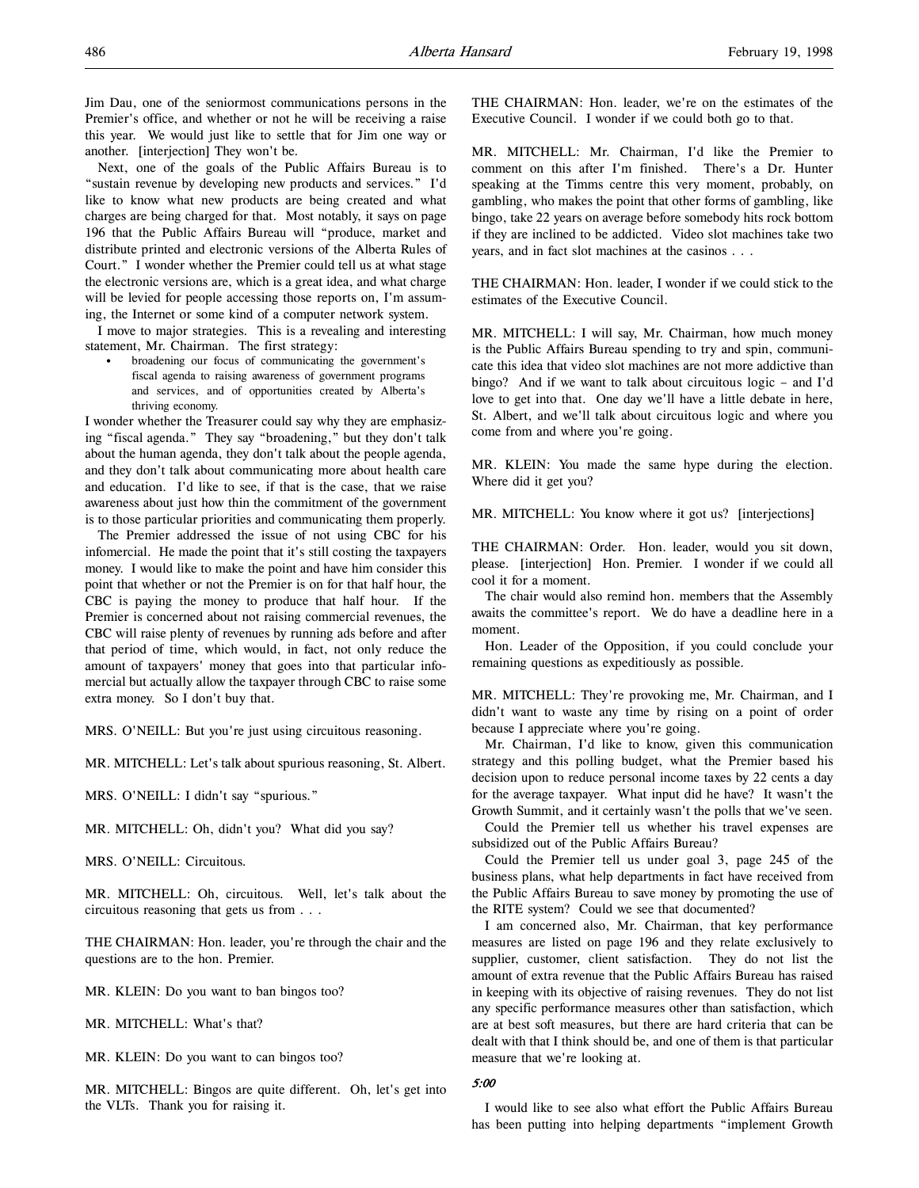Jim Dau, one of the seniormost communications persons in the Premier's office, and whether or not he will be receiving a raise this year. We would just like to settle that for Jim one way or another. [interjection] They won't be.

Next, one of the goals of the Public Affairs Bureau is to "sustain revenue by developing new products and services." I'd like to know what new products are being created and what charges are being charged for that. Most notably, it says on page 196 that the Public Affairs Bureau will "produce, market and distribute printed and electronic versions of the Alberta Rules of Court." I wonder whether the Premier could tell us at what stage the electronic versions are, which is a great idea, and what charge will be levied for people accessing those reports on, I'm assuming, the Internet or some kind of a computer network system.

I move to major strategies. This is a revealing and interesting statement, Mr. Chairman. The first strategy:

- broadening our focus of communicating the government's fiscal agenda to raising awareness of government programs and services, and of opportunities created by Alberta's thriving economy.

I wonder whether the Treasurer could say why they are emphasizing "fiscal agenda." They say "broadening," but they don't talk about the human agenda, they don't talk about the people agenda, and they don't talk about communicating more about health care and education. I'd like to see, if that is the case, that we raise awareness about just how thin the commitment of the government is to those particular priorities and communicating them properly.

The Premier addressed the issue of not using CBC for his infomercial. He made the point that it's still costing the taxpayers money. I would like to make the point and have him consider this point that whether or not the Premier is on for that half hour, the CBC is paying the money to produce that half hour. If the Premier is concerned about not raising commercial revenues, the CBC will raise plenty of revenues by running ads before and after that period of time, which would, in fact, not only reduce the amount of taxpayers' money that goes into that particular infomercial but actually allow the taxpayer through CBC to raise some extra money. So I don't buy that.

MRS. O'NEILL: But you're just using circuitous reasoning.

MR. MITCHELL: Let's talk about spurious reasoning, St. Albert.

MRS. O'NEILL: I didn't say "spurious."

MR. MITCHELL: Oh, didn't you? What did you say?

MRS. O'NEILL: Circuitous.

MR. MITCHELL: Oh, circuitous. Well, let's talk about the circuitous reasoning that gets us from . . .

THE CHAIRMAN: Hon. leader, you're through the chair and the questions are to the hon. Premier.

MR. KLEIN: Do you want to ban bingos too?

MR. MITCHELL: What's that?

MR. KLEIN: Do you want to can bingos too?

MR. MITCHELL: Bingos are quite different. Oh, let's get into the VLTs. Thank you for raising it.

THE CHAIRMAN: Hon. leader, we're on the estimates of the Executive Council. I wonder if we could both go to that.

MR. MITCHELL: Mr. Chairman, I'd like the Premier to comment on this after I'm finished. There's a Dr. Hunter speaking at the Timms centre this very moment, probably, on gambling, who makes the point that other forms of gambling, like bingo, take 22 years on average before somebody hits rock bottom if they are inclined to be addicted. Video slot machines take two years, and in fact slot machines at the casinos . . .

THE CHAIRMAN: Hon. leader, I wonder if we could stick to the estimates of the Executive Council.

MR. MITCHELL: I will say, Mr. Chairman, how much money is the Public Affairs Bureau spending to try and spin, communicate this idea that video slot machines are not more addictive than bingo? And if we want to talk about circuitous logic – and I'd love to get into that. One day we'll have a little debate in here, St. Albert, and we'll talk about circuitous logic and where you come from and where you're going.

MR. KLEIN: You made the same hype during the election. Where did it get you?

MR. MITCHELL: You know where it got us? [interjections]

THE CHAIRMAN: Order. Hon. leader, would you sit down, please. [interjection] Hon. Premier. I wonder if we could all cool it for a moment.

The chair would also remind hon. members that the Assembly awaits the committee's report. We do have a deadline here in a moment.

Hon. Leader of the Opposition, if you could conclude your remaining questions as expeditiously as possible.

MR. MITCHELL: They're provoking me, Mr. Chairman, and I didn't want to waste any time by rising on a point of order because I appreciate where you're going.

Mr. Chairman, I'd like to know, given this communication strategy and this polling budget, what the Premier based his decision upon to reduce personal income taxes by 22 cents a day for the average taxpayer. What input did he have? It wasn't the Growth Summit, and it certainly wasn't the polls that we've seen.

Could the Premier tell us whether his travel expenses are subsidized out of the Public Affairs Bureau?

Could the Premier tell us under goal 3, page 245 of the business plans, what help departments in fact have received from the Public Affairs Bureau to save money by promoting the use of the RITE system? Could we see that documented?

I am concerned also, Mr. Chairman, that key performance measures are listed on page 196 and they relate exclusively to supplier, customer, client satisfaction. They do not list the amount of extra revenue that the Public Affairs Bureau has raised in keeping with its objective of raising revenues. They do not list any specific performance measures other than satisfaction, which are at best soft measures, but there are hard criteria that can be dealt with that I think should be, and one of them is that particular measure that we're looking at.

*5:00*

I would like to see also what effort the Public Affairs Bureau has been putting into helping departments "implement Growth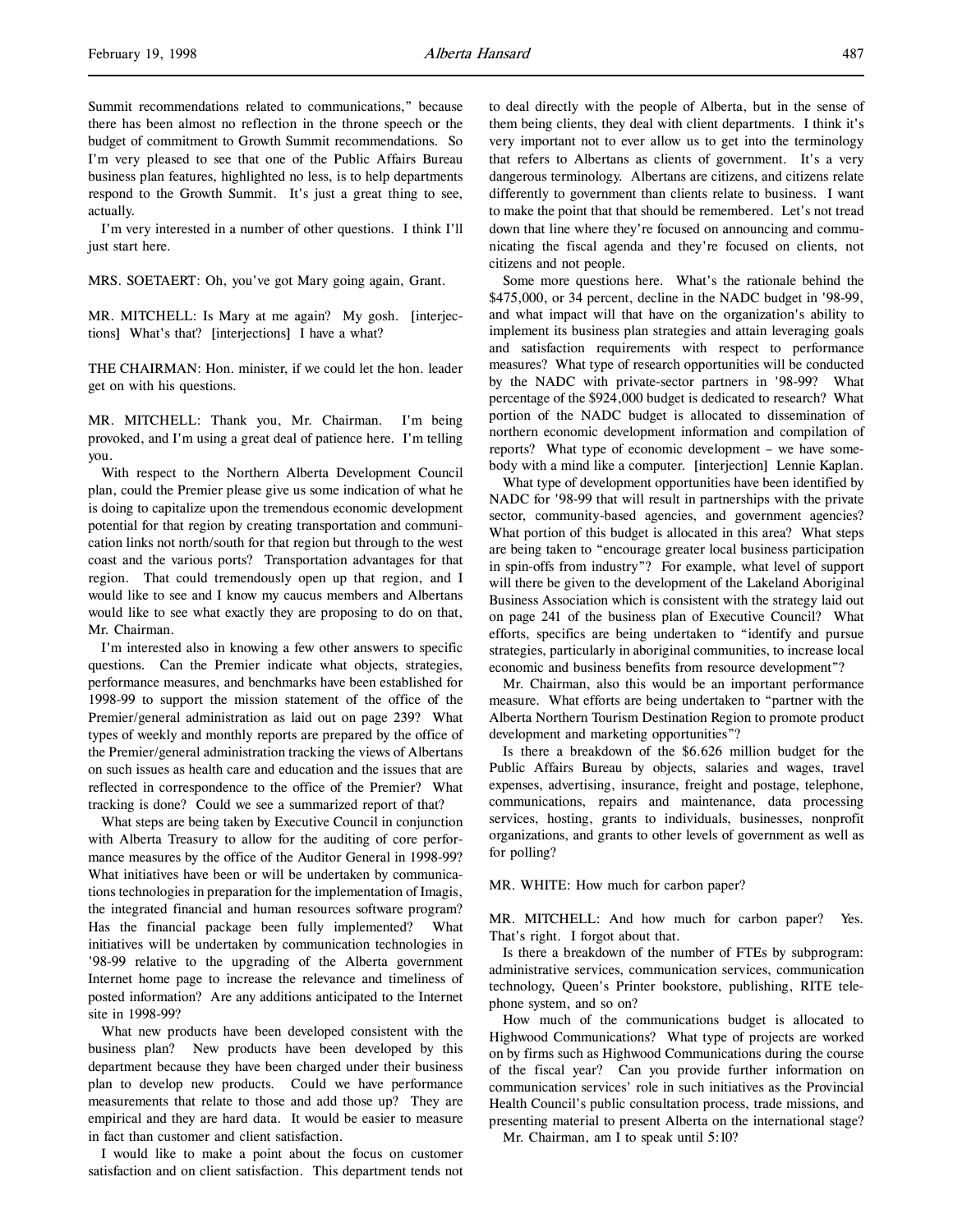Summit recommendations related to communications," because there has been almost no reflection in the throne speech or the budget of commitment to Growth Summit recommendations. So I'm very pleased to see that one of the Public Affairs Bureau business plan features, highlighted no less, is to help departments respond to the Growth Summit. It's just a great thing to see, actually.

I'm very interested in a number of other questions. I think I'll just start here.

MRS. SOETAERT: Oh, you've got Mary going again, Grant.

MR. MITCHELL: Is Mary at me again? My gosh. [interjections] What's that? [interjections] I have a what?

THE CHAIRMAN: Hon. minister, if we could let the hon. leader get on with his questions.

MR. MITCHELL: Thank you, Mr. Chairman. I'm being provoked, and I'm using a great deal of patience here. I'm telling you.

With respect to the Northern Alberta Development Council plan, could the Premier please give us some indication of what he is doing to capitalize upon the tremendous economic development potential for that region by creating transportation and communication links not north/south for that region but through to the west coast and the various ports? Transportation advantages for that region. That could tremendously open up that region, and I would like to see and I know my caucus members and Albertans would like to see what exactly they are proposing to do on that, Mr. Chairman.

I'm interested also in knowing a few other answers to specific questions. Can the Premier indicate what objects, strategies, performance measures, and benchmarks have been established for 1998-99 to support the mission statement of the office of the Premier/general administration as laid out on page 239? What types of weekly and monthly reports are prepared by the office of the Premier/general administration tracking the views of Albertans on such issues as health care and education and the issues that are reflected in correspondence to the office of the Premier? What tracking is done? Could we see a summarized report of that?

What steps are being taken by Executive Council in conjunction with Alberta Treasury to allow for the auditing of core performance measures by the office of the Auditor General in 1998-99? What initiatives have been or will be undertaken by communications technologies in preparation for the implementation of Imagis, the integrated financial and human resources software program? Has the financial package been fully implemented? What initiatives will be undertaken by communication technologies in '98-99 relative to the upgrading of the Alberta government Internet home page to increase the relevance and timeliness of posted information? Are any additions anticipated to the Internet site in 1998-99?

What new products have been developed consistent with the business plan? New products have been developed by this department because they have been charged under their business plan to develop new products. Could we have performance measurements that relate to those and add those up? They are empirical and they are hard data. It would be easier to measure in fact than customer and client satisfaction.

I would like to make a point about the focus on customer satisfaction and on client satisfaction. This department tends not to deal directly with the people of Alberta, but in the sense of them being clients, they deal with client departments. I think it's very important not to ever allow us to get into the terminology that refers to Albertans as clients of government. It's a very dangerous terminology. Albertans are citizens, and citizens relate differently to government than clients relate to business. I want to make the point that that should be remembered. Let's not tread down that line where they're focused on announcing and communicating the fiscal agenda and they're focused on clients, not citizens and not people.

Some more questions here. What's the rationale behind the $475,000, or 34 percent, decline in the NADC budget in '98-99, and what impact will that have on the organization's ability to implement its business plan strategies and attain leveraging goals and satisfaction requirements with respect to performance measures? What type of research opportunities will be conducted by the NADC with private-sector partners in '98-99? What percentage of the $924,000 budget is dedicated to research? What portion of the NADC budget is allocated to dissemination of northern economic development information and compilation of reports? What type of economic development – we have somebody with a mind like a computer. [interjection] Lennie Kaplan.

What type of development opportunities have been identified by NADC for '98-99 that will result in partnerships with the private sector, community-based agencies, and government agencies? What portion of this budget is allocated in this area? What steps are being taken to "encourage greater local business participation in spin-offs from industry"? For example, what level of support will there be given to the development of the Lakeland Aboriginal Business Association which is consistent with the strategy laid out on page 241 of the business plan of Executive Council? What efforts, specifics are being undertaken to "identify and pursue strategies, particularly in aboriginal communities, to increase local economic and business benefits from resource development"?

Mr. Chairman, also this would be an important performance measure. What efforts are being undertaken to "partner with the Alberta Northern Tourism Destination Region to promote product development and marketing opportunities"?

Is there a breakdown of the $6.626 million budget for the Public Affairs Bureau by objects, salaries and wages, travel expenses, advertising, insurance, freight and postage, telephone, communications, repairs and maintenance, data processing services, hosting, grants to individuals, businesses, nonprofit organizations, and grants to other levels of government as well as for polling?

MR. WHITE: How much for carbon paper?

MR. MITCHELL: And how much for carbon paper? Yes. That's right. I forgot about that.

Is there a breakdown of the number of FTEs by subprogram: administrative services, communication services, communication technology, Queen's Printer bookstore, publishing, RITE telephone system, and so on?

How much of the communications budget is allocated to Highwood Communications? What type of projects are worked on by firms such as Highwood Communications during the course of the fiscal year? Can you provide further information on communication services' role in such initiatives as the Provincial Health Council's public consultation process, trade missions, and presenting material to present Alberta on the international stage?

Mr. Chairman, am I to speak until 5:10?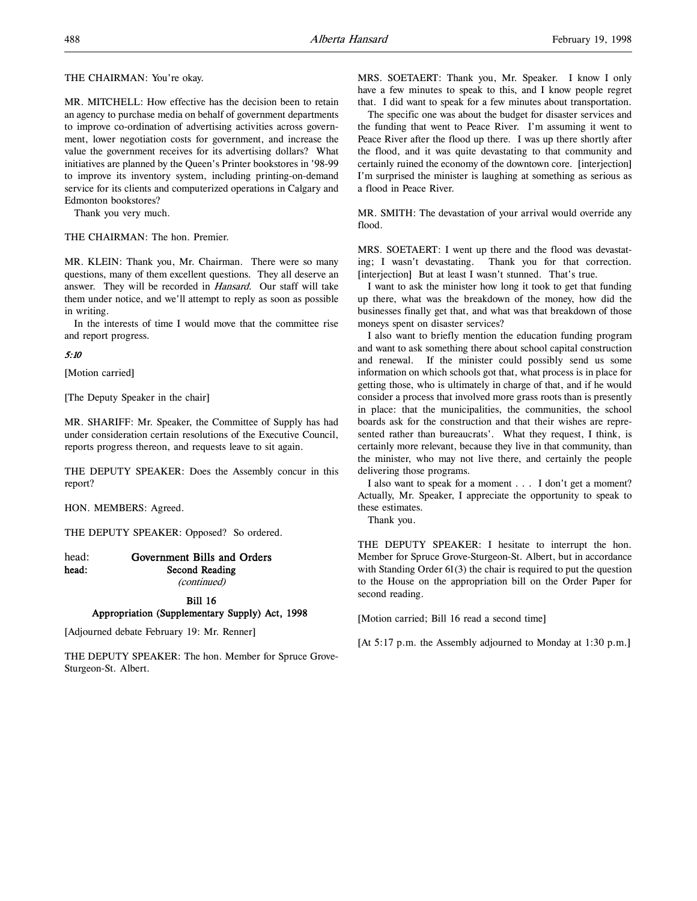THE CHAIRMAN: You're okay.

MR. MITCHELL: How effective has the decision been to retain an agency to purchase media on behalf of government departments to improve co-ordination of advertising activities across government, lower negotiation costs for government, and increase the value the government receives for its advertising dollars? What initiatives are planned by the Queen's Printer bookstores in '98-99 to improve its inventory system, including printing-on-demand service for its clients and computerized operations in Calgary and Edmonton bookstores?

Thank you very much.

THE CHAIRMAN: The hon. Premier.

MR. KLEIN: Thank you, Mr. Chairman. There were so many questions, many of them excellent questions. They all deserve an answer. They will be recorded in *Hansard*. Our staff will take them under notice, and we'll attempt to reply as soon as possible in writing.

In the interests of time I would move that the committee rise and report progress.

*5:10*

[Motion carried]

[The Deputy Speaker in the chair]

MR. SHARIFF: Mr. Speaker, the Committee of Supply has had under consideration certain resolutions of the Executive Council, reports progress thereon, and requests leave to sit again.

THE DEPUTY SPEAKER: Does the Assembly concur in this report?

HON. MEMBERS: Agreed.

THE DEPUTY SPEAKER: Opposed? So ordered.

head: **Government Bills and Orders**
head: **Second Reading**
*(continued)*

**Bill 16**
**Appropriation (Supplementary Supply) Act, 1998**

[Adjourned debate February 19: Mr. Renner]

THE DEPUTY SPEAKER: The hon. Member for Spruce Grove-Sturgeon-St. Albert.

MRS. SOETAERT: Thank you, Mr. Speaker. I know I only have a few minutes to speak to this, and I know people regret that. I did want to speak for a few minutes about transportation.

The specific one was about the budget for disaster services and the funding that went to Peace River. I'm assuming it went to Peace River after the flood up there. I was up there shortly after the flood, and it was quite devastating to that community and certainly ruined the economy of the downtown core. [interjection] I'm surprised the minister is laughing at something as serious as a flood in Peace River.

MR. SMITH: The devastation of your arrival would override any flood.

MRS. SOETAERT: I went up there and the flood was devastating; I wasn't devastating. Thank you for that correction. [interjection] But at least I wasn't stunned. That's true.

I want to ask the minister how long it took to get that funding up there, what was the breakdown of the money, how did the businesses finally get that, and what was that breakdown of those moneys spent on disaster services?

I also want to briefly mention the education funding program and want to ask something there about school capital construction and renewal. If the minister could possibly send us some information on which schools got that, what process is in place for getting those, who is ultimately in charge of that, and if he would consider a process that involved more grass roots than is presently in place: that the municipalities, the communities, the school boards ask for the construction and that their wishes are represented rather than bureaucrats'. What they request, I think, is certainly more relevant, because they live in that community, than the minister, who may not live there, and certainly the people delivering those programs.

I also want to speak for a moment . . . I don't get a moment? Actually, Mr. Speaker, I appreciate the opportunity to speak to these estimates.

Thank you.

THE DEPUTY SPEAKER: I hesitate to interrupt the hon. Member for Spruce Grove-Sturgeon-St. Albert, but in accordance with Standing Order 61(3) the chair is required to put the question to the House on the appropriation bill on the Order Paper for second reading.

[Motion carried; Bill 16 read a second time]

[At 5:17 p.m. the Assembly adjourned to Monday at 1:30 p.m.]